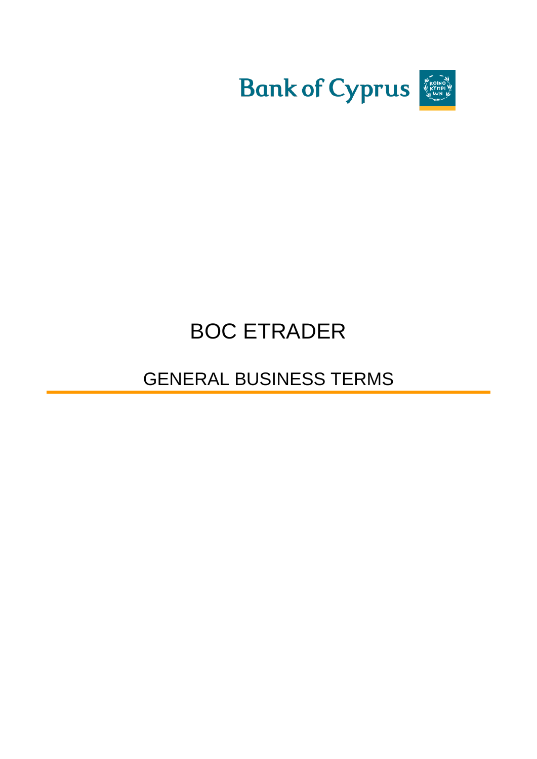Bank of Cyprus

# BOC ETRADER

## GENERAL BUSINESS TERMS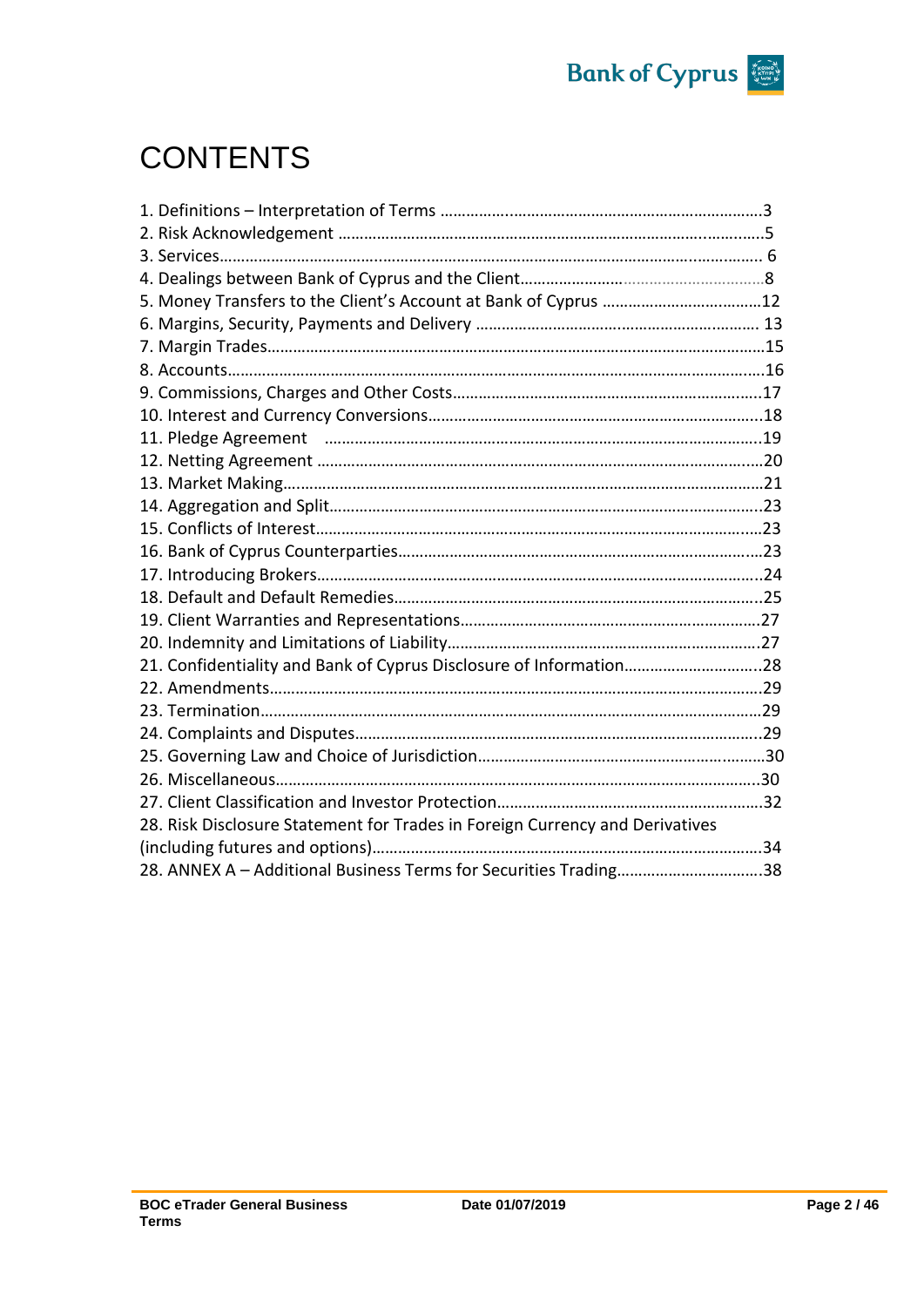# CONTENTS

1. Definitions – Interpretation of Terms ..........................................................................3
2. Risk Acknowledgement ....................................................................................................5
3. Services............................................................................................................................ 6
4. Dealings between Bank of Cyprus and the Client.......................................................8
5. Money Transfers to the Client's Account at Bank of Cyprus .....................................12
6. Margins, Security, Payments and Delivery ................................................................. 13
7. Margin Trades....................................................................................................................15
8. Accounts.............................................................................................................................16
9. Commissions, Charges and Other Costs.......................................................................17
10. Interest and Currency Conversions.............................................................................18
11. Pledge Agreement ........................................................................................................19
12. Netting Agreement .........................................................................................................20
13. Market Making...............................................................................................................21
14. Aggregation and Split.....................................................................................................23
15. Conflicts of Interest........................................................................................................23
16. Bank of Cyprus Counterparties.....................................................................................23
17. Introducing Brokers.......................................................................................................24
18. Default and Default Remedies.....................................................................................25
19. Client Warranties and Representations.......................................................................27
20. Indemnity and Limitations of Liability.........................................................................27
21. Confidentiality and Bank of Cyprus Disclosure of Information...............................28
22. Amendments...................................................................................................................29
23. Termination.....................................................................................................................29
24. Complaints and Disputes..............................................................................................29
25. Governing Law and Choice of Jurisdiction...................................................................30
26. Miscellaneous................................................................................................................30
27. Client Classification and Investor Protection..............................................................32
28. Risk Disclosure Statement for Trades in Foreign Currency and Derivatives (including futures and options)...........................................................................34
28. ANNEX A – Additional Business Terms for Securities Trading..................................38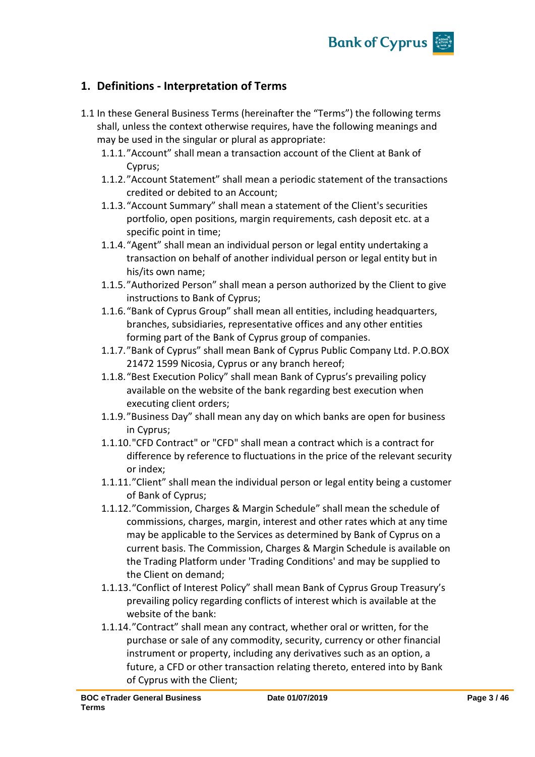## 1. Definitions - Interpretation of Terms

1.1 In these General Business Terms (hereinafter the "Terms") the following terms shall, unless the context otherwise requires, have the following meanings and may be used in the singular or plural as appropriate:

1.1.1. "Account" shall mean a transaction account of the Client at Bank of Cyprus;

1.1.2. "Account Statement" shall mean a periodic statement of the transactions credited or debited to an Account;

1.1.3. "Account Summary" shall mean a statement of the Client's securities portfolio, open positions, margin requirements, cash deposit etc. at a specific point in time;

1.1.4. "Agent" shall mean an individual person or legal entity undertaking a transaction on behalf of another individual person or legal entity but in his/its own name;

1.1.5. "Authorized Person" shall mean a person authorized by the Client to give instructions to Bank of Cyprus;

1.1.6. "Bank of Cyprus Group" shall mean all entities, including headquarters, branches, subsidiaries, representative offices and any other entities forming part of the Bank of Cyprus group of companies.

1.1.7. "Bank of Cyprus" shall mean Bank of Cyprus Public Company Ltd. P.O.BOX 21472 1599 Nicosia, Cyprus or any branch hereof;

1.1.8. "Best Execution Policy" shall mean Bank of Cyprus's prevailing policy available on the website of the bank regarding best execution when executing client orders;

1.1.9. "Business Day" shall mean any day on which banks are open for business in Cyprus;

1.1.10. "CFD Contract" or "CFD" shall mean a contract which is a contract for difference by reference to fluctuations in the price of the relevant security or index;

1.1.11. "Client" shall mean the individual person or legal entity being a customer of Bank of Cyprus;

1.1.12. "Commission, Charges & Margin Schedule" shall mean the schedule of commissions, charges, margin, interest and other rates which at any time may be applicable to the Services as determined by Bank of Cyprus on a current basis. The Commission, Charges & Margin Schedule is available on the Trading Platform under 'Trading Conditions' and may be supplied to the Client on demand;

1.1.13. "Conflict of Interest Policy" shall mean Bank of Cyprus Group Treasury's prevailing policy regarding conflicts of interest which is available at the website of the bank:

1.1.14. "Contract" shall mean any contract, whether oral or written, for the purchase or sale of any commodity, security, currency or other financial instrument or property, including any derivatives such as an option, a future, a CFD or other transaction relating thereto, entered into by Bank of Cyprus with the Client;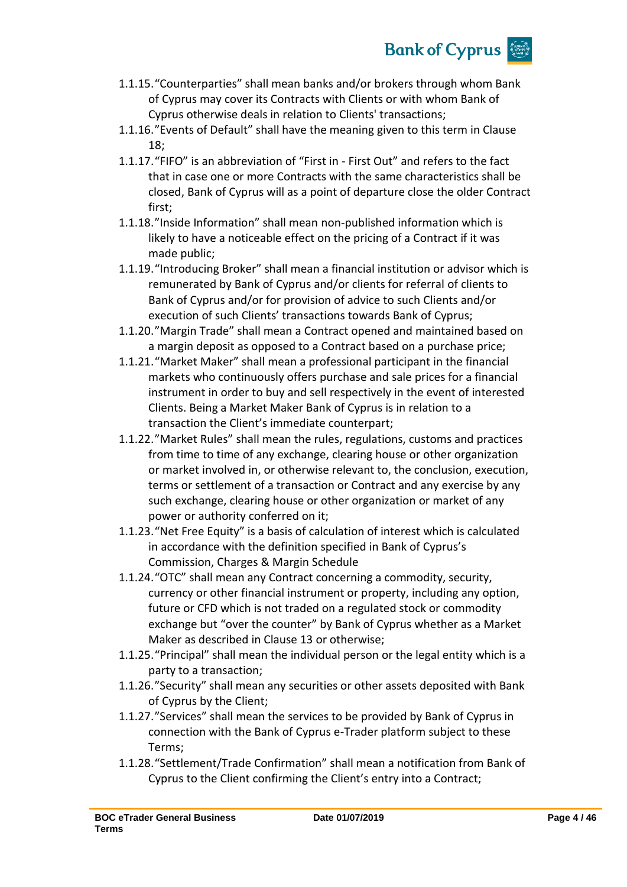1.1.15. "Counterparties" shall mean banks and/or brokers through whom Bank of Cyprus may cover its Contracts with Clients or with whom Bank of Cyprus otherwise deals in relation to Clients' transactions;

1.1.16. "Events of Default" shall have the meaning given to this term in Clause 18;

1.1.17. "FIFO" is an abbreviation of "First in - First Out" and refers to the fact that in case one or more Contracts with the same characteristics shall be closed, Bank of Cyprus will as a point of departure close the older Contract first;

1.1.18. "Inside Information" shall mean non-published information which is likely to have a noticeable effect on the pricing of a Contract if it was made public;

1.1.19. "Introducing Broker" shall mean a financial institution or advisor which is remunerated by Bank of Cyprus and/or clients for referral of clients to Bank of Cyprus and/or for provision of advice to such Clients and/or execution of such Clients' transactions towards Bank of Cyprus;

1.1.20. "Margin Trade" shall mean a Contract opened and maintained based on a margin deposit as opposed to a Contract based on a purchase price;

1.1.21. "Market Maker" shall mean a professional participant in the financial markets who continuously offers purchase and sale prices for a financial instrument in order to buy and sell respectively in the event of interested Clients. Being a Market Maker Bank of Cyprus is in relation to a transaction the Client's immediate counterpart;

1.1.22. "Market Rules" shall mean the rules, regulations, customs and practices from time to time of any exchange, clearing house or other organization or market involved in, or otherwise relevant to, the conclusion, execution, terms or settlement of a transaction or Contract and any exercise by any such exchange, clearing house or other organization or market of any power or authority conferred on it;

1.1.23. "Net Free Equity" is a basis of calculation of interest which is calculated in accordance with the definition specified in Bank of Cyprus's Commission, Charges & Margin Schedule

1.1.24. "OTC" shall mean any Contract concerning a commodity, security, currency or other financial instrument or property, including any option, future or CFD which is not traded on a regulated stock or commodity exchange but "over the counter" by Bank of Cyprus whether as a Market Maker as described in Clause 13 or otherwise;

1.1.25. "Principal" shall mean the individual person or the legal entity which is a party to a transaction;

1.1.26. "Security" shall mean any securities or other assets deposited with Bank of Cyprus by the Client;

1.1.27. "Services" shall mean the services to be provided by Bank of Cyprus in connection with the Bank of Cyprus e-Trader platform subject to these Terms;

1.1.28. "Settlement/Trade Confirmation" shall mean a notification from Bank of Cyprus to the Client confirming the Client's entry into a Contract;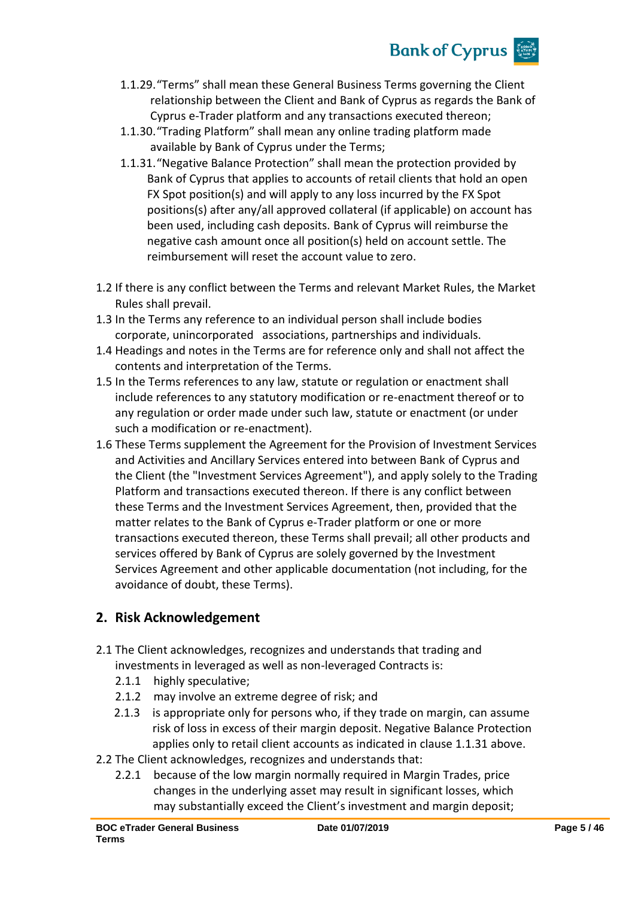1.1.29. "Terms" shall mean these General Business Terms governing the Client relationship between the Client and Bank of Cyprus as regards the Bank of Cyprus e-Trader platform and any transactions executed thereon;

1.1.30. "Trading Platform" shall mean any online trading platform made available by Bank of Cyprus under the Terms;

1.1.31. "Negative Balance Protection" shall mean the protection provided by Bank of Cyprus that applies to accounts of retail clients that hold an open FX Spot position(s) and will apply to any loss incurred by the FX Spot positions(s) after any/all approved collateral (if applicable) on account has been used, including cash deposits. Bank of Cyprus will reimburse the negative cash amount once all position(s) held on account settle. The reimbursement will reset the account value to zero.

1.2 If there is any conflict between the Terms and relevant Market Rules, the Market Rules shall prevail.

1.3 In the Terms any reference to an individual person shall include bodies corporate, unincorporated associations, partnerships and individuals.

1.4 Headings and notes in the Terms are for reference only and shall not affect the contents and interpretation of the Terms.

1.5 In the Terms references to any law, statute or regulation or enactment shall include references to any statutory modification or re-enactment thereof or to any regulation or order made under such law, statute or enactment (or under such a modification or re-enactment).

1.6 These Terms supplement the Agreement for the Provision of Investment Services and Activities and Ancillary Services entered into between Bank of Cyprus and the Client (the "Investment Services Agreement"), and apply solely to the Trading Platform and transactions executed thereon. If there is any conflict between these Terms and the Investment Services Agreement, then, provided that the matter relates to the Bank of Cyprus e-Trader platform or one or more transactions executed thereon, these Terms shall prevail; all other products and services offered by Bank of Cyprus are solely governed by the Investment Services Agreement and other applicable documentation (not including, for the avoidance of doubt, these Terms).

## 2. Risk Acknowledgement

2.1 The Client acknowledges, recognizes and understands that trading and investments in leveraged as well as non-leveraged Contracts is:

- 2.1.1 highly speculative;
- 2.1.2 may involve an extreme degree of risk; and
- 2.1.3 is appropriate only for persons who, if they trade on margin, can assume risk of loss in excess of their margin deposit. Negative Balance Protection applies only to retail client accounts as indicated in clause 1.1.31 above.

2.2 The Client acknowledges, recognizes and understands that:

- 2.2.1 because of the low margin normally required in Margin Trades, price changes in the underlying asset may result in significant losses, which may substantially exceed the Client's investment and margin deposit;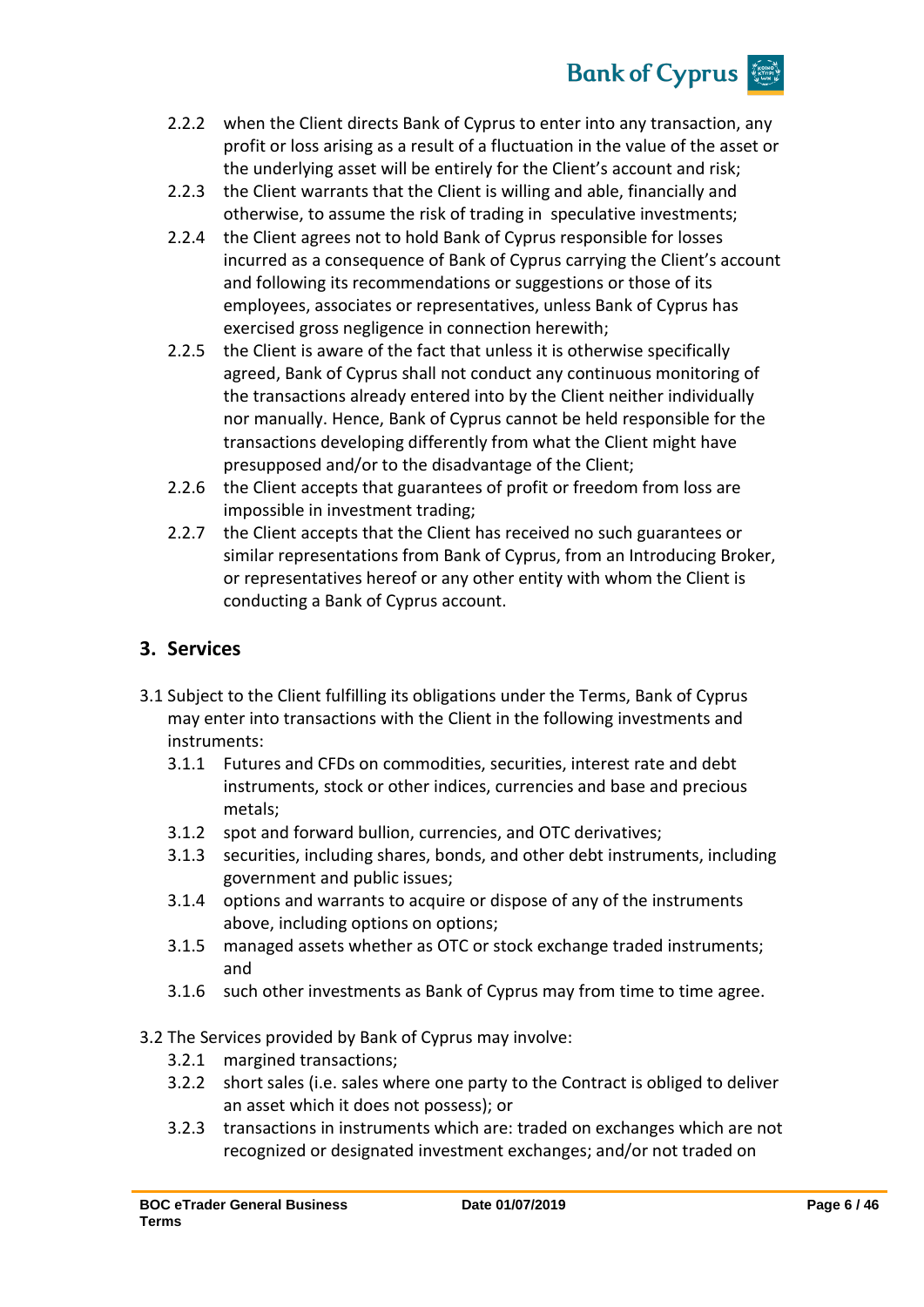2.2.2 when the Client directs Bank of Cyprus to enter into any transaction, any profit or loss arising as a result of a fluctuation in the value of the asset or the underlying asset will be entirely for the Client's account and risk;

2.2.3 the Client warrants that the Client is willing and able, financially and otherwise, to assume the risk of trading in speculative investments;

2.2.4 the Client agrees not to hold Bank of Cyprus responsible for losses incurred as a consequence of Bank of Cyprus carrying the Client's account and following its recommendations or suggestions or those of its employees, associates or representatives, unless Bank of Cyprus has exercised gross negligence in connection herewith;

2.2.5 the Client is aware of the fact that unless it is otherwise specifically agreed, Bank of Cyprus shall not conduct any continuous monitoring of the transactions already entered into by the Client neither individually nor manually. Hence, Bank of Cyprus cannot be held responsible for the transactions developing differently from what the Client might have presupposed and/or to the disadvantage of the Client;

2.2.6 the Client accepts that guarantees of profit or freedom from loss are impossible in investment trading;

2.2.7 the Client accepts that the Client has received no such guarantees or similar representations from Bank of Cyprus, from an Introducing Broker, or representatives hereof or any other entity with whom the Client is conducting a Bank of Cyprus account.

## 3. Services

3.1 Subject to the Client fulfilling its obligations under the Terms, Bank of Cyprus may enter into transactions with the Client in the following investments and instruments:

3.1.1 Futures and CFDs on commodities, securities, interest rate and debt instruments, stock or other indices, currencies and base and precious metals;

3.1.2 spot and forward bullion, currencies, and OTC derivatives;

3.1.3 securities, including shares, bonds, and other debt instruments, including government and public issues;

3.1.4 options and warrants to acquire or dispose of any of the instruments above, including options on options;

3.1.5 managed assets whether as OTC or stock exchange traded instruments; and

3.1.6 such other investments as Bank of Cyprus may from time to time agree.

3.2 The Services provided by Bank of Cyprus may involve:

3.2.1 margined transactions;

3.2.2 short sales (i.e. sales where one party to the Contract is obliged to deliver an asset which it does not possess); or

3.2.3 transactions in instruments which are: traded on exchanges which are not recognized or designated investment exchanges; and/or not traded on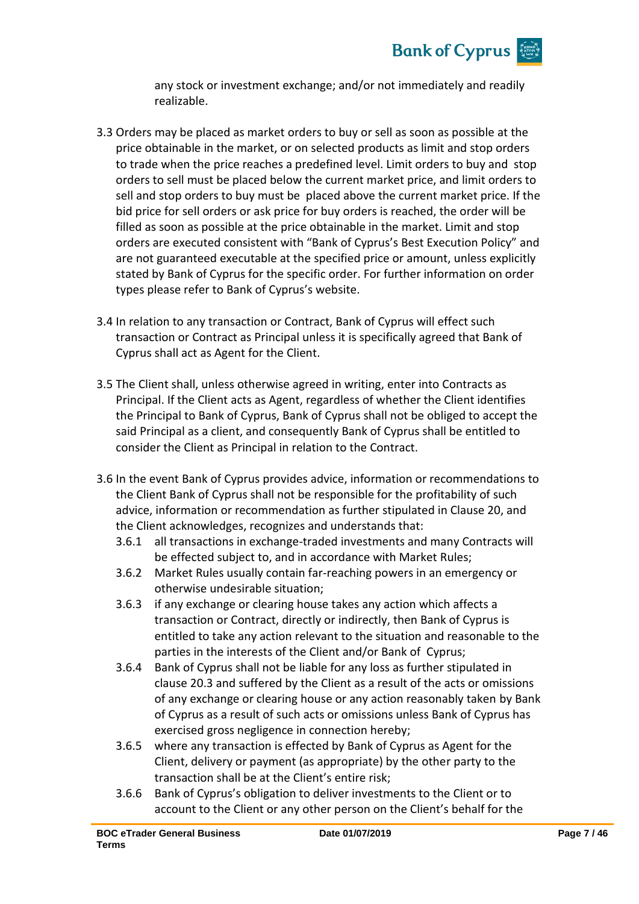any stock or investment exchange; and/or not immediately and readily realizable.

3.3 Orders may be placed as market orders to buy or sell as soon as possible at the price obtainable in the market, or on selected products as limit and stop orders to trade when the price reaches a predefined level. Limit orders to buy and stop orders to sell must be placed below the current market price, and limit orders to sell and stop orders to buy must be placed above the current market price. If the bid price for sell orders or ask price for buy orders is reached, the order will be filled as soon as possible at the price obtainable in the market. Limit and stop orders are executed consistent with "Bank of Cyprus's Best Execution Policy" and are not guaranteed executable at the specified price or amount, unless explicitly stated by Bank of Cyprus for the specific order. For further information on order types please refer to Bank of Cyprus's website.

3.4 In relation to any transaction or Contract, Bank of Cyprus will effect such transaction or Contract as Principal unless it is specifically agreed that Bank of Cyprus shall act as Agent for the Client.

3.5 The Client shall, unless otherwise agreed in writing, enter into Contracts as Principal. If the Client acts as Agent, regardless of whether the Client identifies the Principal to Bank of Cyprus, Bank of Cyprus shall not be obliged to accept the said Principal as a client, and consequently Bank of Cyprus shall be entitled to consider the Client as Principal in relation to the Contract.

3.6 In the event Bank of Cyprus provides advice, information or recommendations to the Client Bank of Cyprus shall not be responsible for the profitability of such advice, information or recommendation as further stipulated in Clause 20, and the Client acknowledges, recognizes and understands that:

3.6.1 all transactions in exchange-traded investments and many Contracts will be effected subject to, and in accordance with Market Rules;

3.6.2 Market Rules usually contain far-reaching powers in an emergency or otherwise undesirable situation;

3.6.3 if any exchange or clearing house takes any action which affects a transaction or Contract, directly or indirectly, then Bank of Cyprus is entitled to take any action relevant to the situation and reasonable to the parties in the interests of the Client and/or Bank of Cyprus;

3.6.4 Bank of Cyprus shall not be liable for any loss as further stipulated in clause 20.3 and suffered by the Client as a result of the acts or omissions of any exchange or clearing house or any action reasonably taken by Bank of Cyprus as a result of such acts or omissions unless Bank of Cyprus has exercised gross negligence in connection hereby;

3.6.5 where any transaction is effected by Bank of Cyprus as Agent for the Client, delivery or payment (as appropriate) by the other party to the transaction shall be at the Client's entire risk;

3.6.6 Bank of Cyprus's obligation to deliver investments to the Client or to account to the Client or any other person on the Client's behalf for the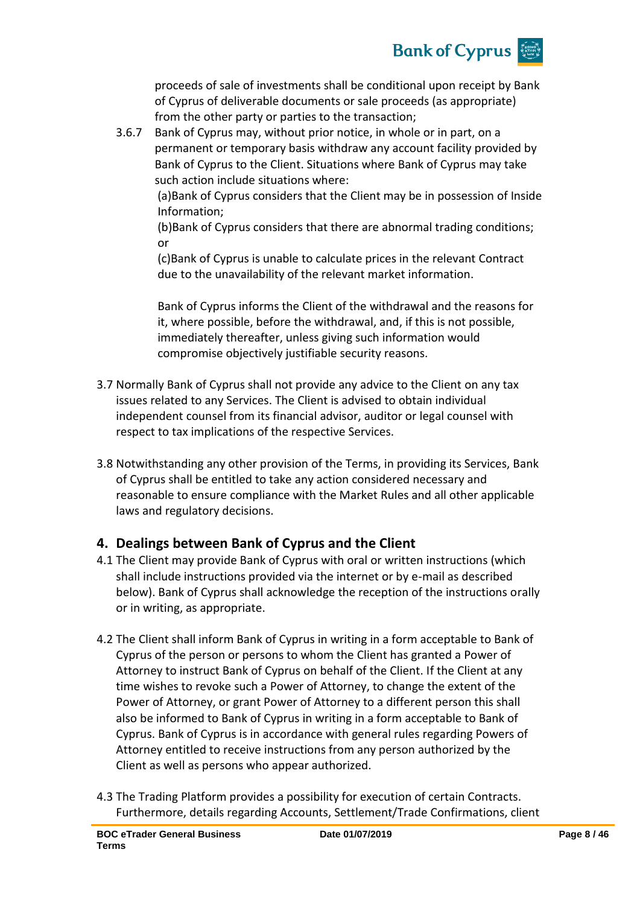proceeds of sale of investments shall be conditional upon receipt by Bank of Cyprus of deliverable documents or sale proceeds (as appropriate) from the other party or parties to the transaction;

3.6.7 Bank of Cyprus may, without prior notice, in whole or in part, on a permanent or temporary basis withdraw any account facility provided by Bank of Cyprus to the Client. Situations where Bank of Cyprus may take such action include situations where:

(a)Bank of Cyprus considers that the Client may be in possession of Inside Information;

(b)Bank of Cyprus considers that there are abnormal trading conditions; or

(c)Bank of Cyprus is unable to calculate prices in the relevant Contract due to the unavailability of the relevant market information.

Bank of Cyprus informs the Client of the withdrawal and the reasons for it, where possible, before the withdrawal, and, if this is not possible, immediately thereafter, unless giving such information would compromise objectively justifiable security reasons.

3.7 Normally Bank of Cyprus shall not provide any advice to the Client on any tax issues related to any Services. The Client is advised to obtain individual independent counsel from its financial advisor, auditor or legal counsel with respect to tax implications of the respective Services.

3.8 Notwithstanding any other provision of the Terms, in providing its Services, Bank of Cyprus shall be entitled to take any action considered necessary and reasonable to ensure compliance with the Market Rules and all other applicable laws and regulatory decisions.

## 4. Dealings between Bank of Cyprus and the Client

4.1 The Client may provide Bank of Cyprus with oral or written instructions (which shall include instructions provided via the internet or by e-mail as described below). Bank of Cyprus shall acknowledge the reception of the instructions orally or in writing, as appropriate.

4.2 The Client shall inform Bank of Cyprus in writing in a form acceptable to Bank of Cyprus of the person or persons to whom the Client has granted a Power of Attorney to instruct Bank of Cyprus on behalf of the Client. If the Client at any time wishes to revoke such a Power of Attorney, to change the extent of the Power of Attorney, or grant Power of Attorney to a different person this shall also be informed to Bank of Cyprus in writing in a form acceptable to Bank of Cyprus. Bank of Cyprus is in accordance with general rules regarding Powers of Attorney entitled to receive instructions from any person authorized by the Client as well as persons who appear authorized.

4.3 The Trading Platform provides a possibility for execution of certain Contracts. Furthermore, details regarding Accounts, Settlement/Trade Confirmations, client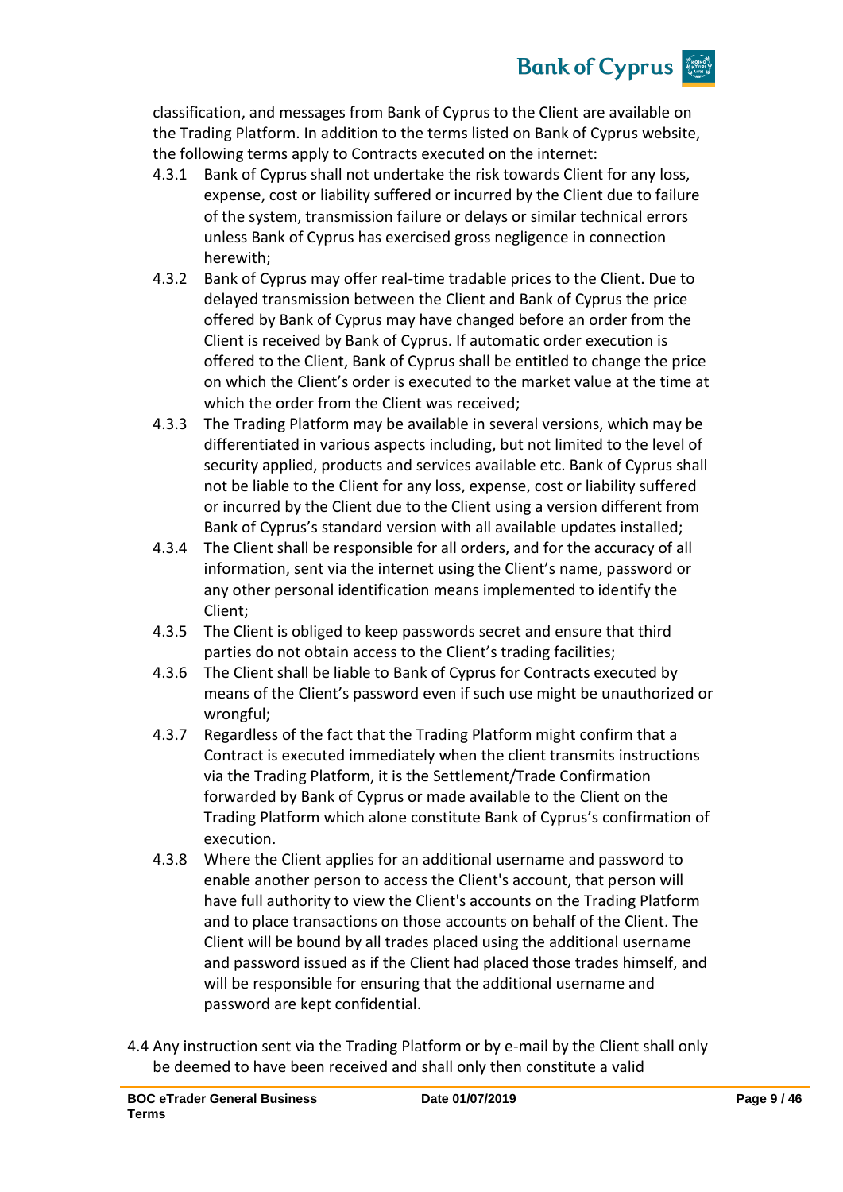classification, and messages from Bank of Cyprus to the Client are available on the Trading Platform. In addition to the terms listed on Bank of Cyprus website, the following terms apply to Contracts executed on the internet:

4.3.1 Bank of Cyprus shall not undertake the risk towards Client for any loss, expense, cost or liability suffered or incurred by the Client due to failure of the system, transmission failure or delays or similar technical errors unless Bank of Cyprus has exercised gross negligence in connection herewith;

4.3.2 Bank of Cyprus may offer real-time tradable prices to the Client. Due to delayed transmission between the Client and Bank of Cyprus the price offered by Bank of Cyprus may have changed before an order from the Client is received by Bank of Cyprus. If automatic order execution is offered to the Client, Bank of Cyprus shall be entitled to change the price on which the Client's order is executed to the market value at the time at which the order from the Client was received;

4.3.3 The Trading Platform may be available in several versions, which may be differentiated in various aspects including, but not limited to the level of security applied, products and services available etc. Bank of Cyprus shall not be liable to the Client for any loss, expense, cost or liability suffered or incurred by the Client due to the Client using a version different from Bank of Cyprus's standard version with all available updates installed;

4.3.4 The Client shall be responsible for all orders, and for the accuracy of all information, sent via the internet using the Client's name, password or any other personal identification means implemented to identify the Client;

4.3.5 The Client is obliged to keep passwords secret and ensure that third parties do not obtain access to the Client's trading facilities;

4.3.6 The Client shall be liable to Bank of Cyprus for Contracts executed by means of the Client's password even if such use might be unauthorized or wrongful;

4.3.7 Regardless of the fact that the Trading Platform might confirm that a Contract is executed immediately when the client transmits instructions via the Trading Platform, it is the Settlement/Trade Confirmation forwarded by Bank of Cyprus or made available to the Client on the Trading Platform which alone constitute Bank of Cyprus's confirmation of execution.

4.3.8 Where the Client applies for an additional username and password to enable another person to access the Client's account, that person will have full authority to view the Client's accounts on the Trading Platform and to place transactions on those accounts on behalf of the Client. The Client will be bound by all trades placed using the additional username and password issued as if the Client had placed those trades himself, and will be responsible for ensuring that the additional username and password are kept confidential.

4.4 Any instruction sent via the Trading Platform or by e-mail by the Client shall only be deemed to have been received and shall only then constitute a valid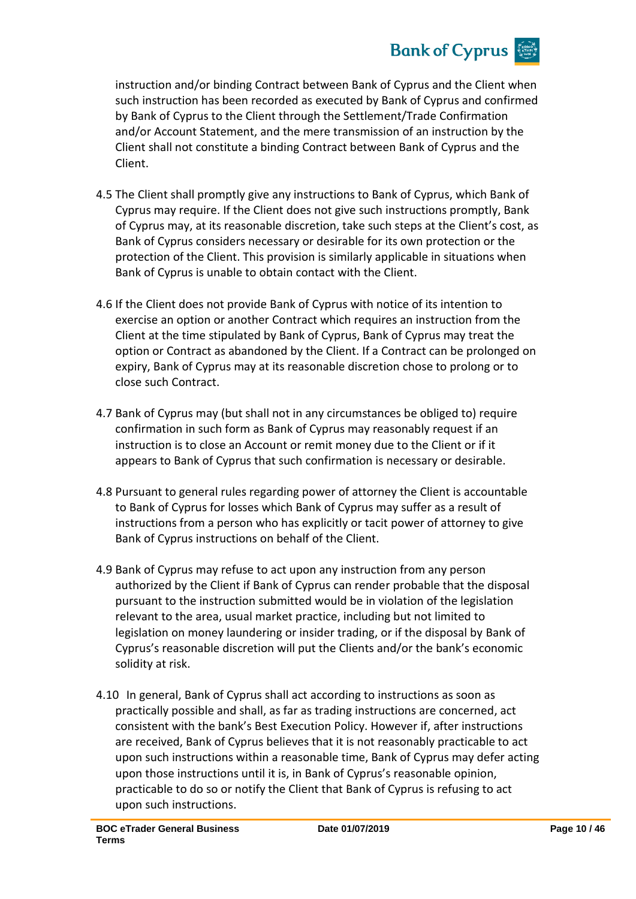instruction and/or binding Contract between Bank of Cyprus and the Client when such instruction has been recorded as executed by Bank of Cyprus and confirmed by Bank of Cyprus to the Client through the Settlement/Trade Confirmation and/or Account Statement, and the mere transmission of an instruction by the Client shall not constitute a binding Contract between Bank of Cyprus and the Client.

4.5 The Client shall promptly give any instructions to Bank of Cyprus, which Bank of Cyprus may require. If the Client does not give such instructions promptly, Bank of Cyprus may, at its reasonable discretion, take such steps at the Client's cost, as Bank of Cyprus considers necessary or desirable for its own protection or the protection of the Client. This provision is similarly applicable in situations when Bank of Cyprus is unable to obtain contact with the Client.

4.6 If the Client does not provide Bank of Cyprus with notice of its intention to exercise an option or another Contract which requires an instruction from the Client at the time stipulated by Bank of Cyprus, Bank of Cyprus may treat the option or Contract as abandoned by the Client. If a Contract can be prolonged on expiry, Bank of Cyprus may at its reasonable discretion chose to prolong or to close such Contract.

4.7 Bank of Cyprus may (but shall not in any circumstances be obliged to) require confirmation in such form as Bank of Cyprus may reasonably request if an instruction is to close an Account or remit money due to the Client or if it appears to Bank of Cyprus that such confirmation is necessary or desirable.

4.8 Pursuant to general rules regarding power of attorney the Client is accountable to Bank of Cyprus for losses which Bank of Cyprus may suffer as a result of instructions from a person who has explicitly or tacit power of attorney to give Bank of Cyprus instructions on behalf of the Client.

4.9 Bank of Cyprus may refuse to act upon any instruction from any person authorized by the Client if Bank of Cyprus can render probable that the disposal pursuant to the instruction submitted would be in violation of the legislation relevant to the area, usual market practice, including but not limited to legislation on money laundering or insider trading, or if the disposal by Bank of Cyprus's reasonable discretion will put the Clients and/or the bank's economic solidity at risk.

4.10 In general, Bank of Cyprus shall act according to instructions as soon as practically possible and shall, as far as trading instructions are concerned, act consistent with the bank's Best Execution Policy. However if, after instructions are received, Bank of Cyprus believes that it is not reasonably practicable to act upon such instructions within a reasonable time, Bank of Cyprus may defer acting upon those instructions until it is, in Bank of Cyprus's reasonable opinion, practicable to do so or notify the Client that Bank of Cyprus is refusing to act upon such instructions.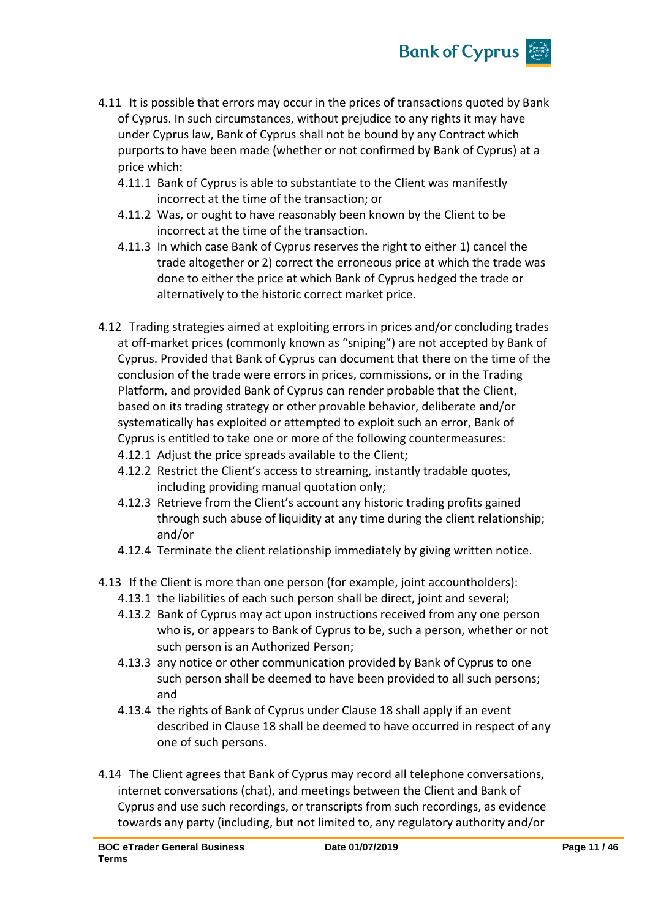4.11 It is possible that errors may occur in the prices of transactions quoted by Bank of Cyprus. In such circumstances, without prejudice to any rights it may have under Cyprus law, Bank of Cyprus shall not be bound by any Contract which purports to have been made (whether or not confirmed by Bank of Cyprus) at a price which:

- 4.11.1 Bank of Cyprus is able to substantiate to the Client was manifestly incorrect at the time of the transaction; or
- 4.11.2 Was, or ought to have reasonably been known by the Client to be incorrect at the time of the transaction.
- 4.11.3 In which case Bank of Cyprus reserves the right to either 1) cancel the trade altogether or 2) correct the erroneous price at which the trade was done to either the price at which Bank of Cyprus hedged the trade or alternatively to the historic correct market price.

4.12 Trading strategies aimed at exploiting errors in prices and/or concluding trades at off-market prices (commonly known as "sniping") are not accepted by Bank of Cyprus. Provided that Bank of Cyprus can document that there on the time of the conclusion of the trade were errors in prices, commissions, or in the Trading Platform, and provided Bank of Cyprus can render probable that the Client, based on its trading strategy or other provable behavior, deliberate and/or systematically has exploited or attempted to exploit such an error, Bank of Cyprus is entitled to take one or more of the following countermeasures:

- 4.12.1 Adjust the price spreads available to the Client;
- 4.12.2 Restrict the Client's access to streaming, instantly tradable quotes, including providing manual quotation only;
- 4.12.3 Retrieve from the Client's account any historic trading profits gained through such abuse of liquidity at any time during the client relationship; and/or
- 4.12.4 Terminate the client relationship immediately by giving written notice.

4.13 If the Client is more than one person (for example, joint accountholders):

- 4.13.1 the liabilities of each such person shall be direct, joint and several;
- 4.13.2 Bank of Cyprus may act upon instructions received from any one person who is, or appears to Bank of Cyprus to be, such a person, whether or not such person is an Authorized Person;
- 4.13.3 any notice or other communication provided by Bank of Cyprus to one such person shall be deemed to have been provided to all such persons; and
- 4.13.4 the rights of Bank of Cyprus under Clause 18 shall apply if an event described in Clause 18 shall be deemed to have occurred in respect of any one of such persons.

4.14 The Client agrees that Bank of Cyprus may record all telephone conversations, internet conversations (chat), and meetings between the Client and Bank of Cyprus and use such recordings, or transcripts from such recordings, as evidence towards any party (including, but not limited to, any regulatory authority and/or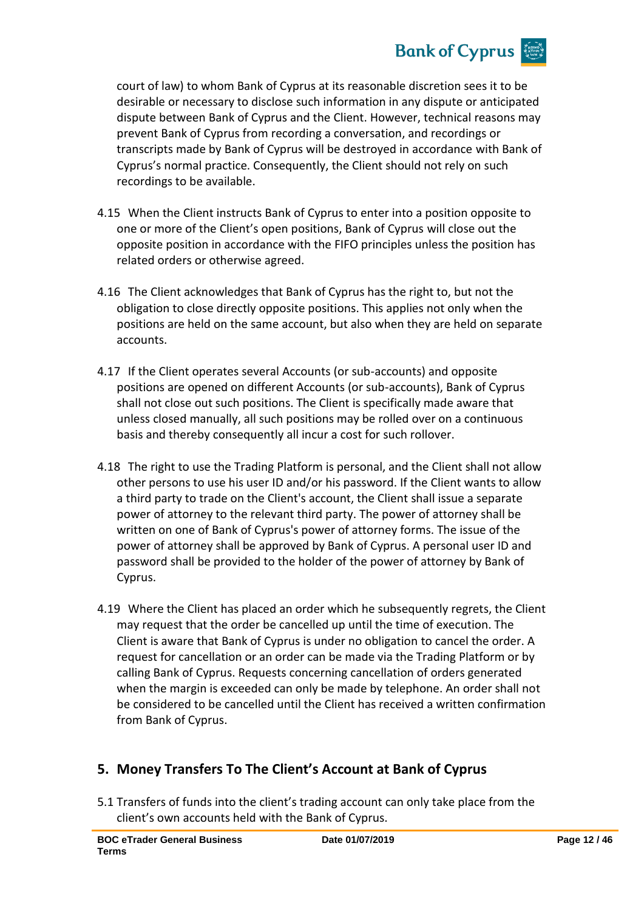court of law) to whom Bank of Cyprus at its reasonable discretion sees it to be desirable or necessary to disclose such information in any dispute or anticipated dispute between Bank of Cyprus and the Client. However, technical reasons may prevent Bank of Cyprus from recording a conversation, and recordings or transcripts made by Bank of Cyprus will be destroyed in accordance with Bank of Cyprus's normal practice. Consequently, the Client should not rely on such recordings to be available.

4.15 When the Client instructs Bank of Cyprus to enter into a position opposite to one or more of the Client's open positions, Bank of Cyprus will close out the opposite position in accordance with the FIFO principles unless the position has related orders or otherwise agreed.

4.16 The Client acknowledges that Bank of Cyprus has the right to, but not the obligation to close directly opposite positions. This applies not only when the positions are held on the same account, but also when they are held on separate accounts.

4.17 If the Client operates several Accounts (or sub-accounts) and opposite positions are opened on different Accounts (or sub-accounts), Bank of Cyprus shall not close out such positions. The Client is specifically made aware that unless closed manually, all such positions may be rolled over on a continuous basis and thereby consequently all incur a cost for such rollover.

4.18 The right to use the Trading Platform is personal, and the Client shall not allow other persons to use his user ID and/or his password. If the Client wants to allow a third party to trade on the Client's account, the Client shall issue a separate power of attorney to the relevant third party. The power of attorney shall be written on one of Bank of Cyprus's power of attorney forms. The issue of the power of attorney shall be approved by Bank of Cyprus. A personal user ID and password shall be provided to the holder of the power of attorney by Bank of Cyprus.

4.19 Where the Client has placed an order which he subsequently regrets, the Client may request that the order be cancelled up until the time of execution. The Client is aware that Bank of Cyprus is under no obligation to cancel the order. A request for cancellation or an order can be made via the Trading Platform or by calling Bank of Cyprus. Requests concerning cancellation of orders generated when the margin is exceeded can only be made by telephone. An order shall not be considered to be cancelled until the Client has received a written confirmation from Bank of Cyprus.

## 5. Money Transfers To The Client's Account at Bank of Cyprus

5.1 Transfers of funds into the client's trading account can only take place from the client's own accounts held with the Bank of Cyprus.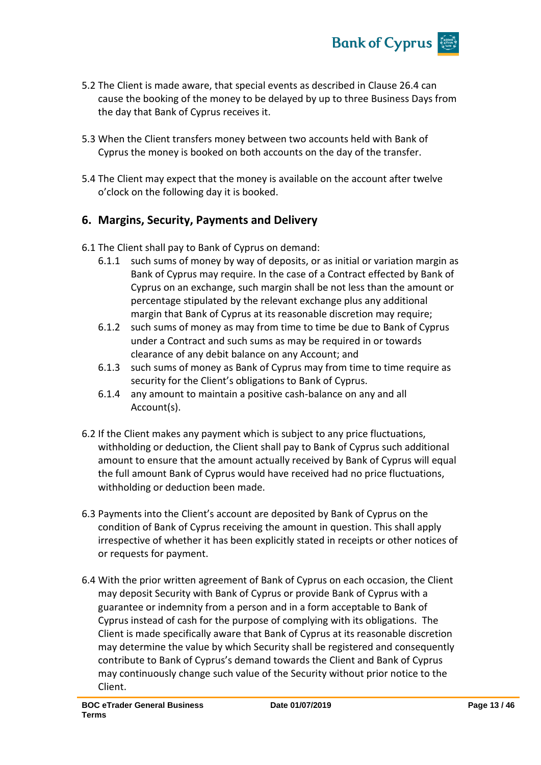5.2 The Client is made aware, that special events as described in Clause 26.4 can cause the booking of the money to be delayed by up to three Business Days from the day that Bank of Cyprus receives it.

5.3 When the Client transfers money between two accounts held with Bank of Cyprus the money is booked on both accounts on the day of the transfer.

5.4 The Client may expect that the money is available on the account after twelve o'clock on the following day it is booked.

## 6. Margins, Security, Payments and Delivery

6.1 The Client shall pay to Bank of Cyprus on demand:

- 6.1.1 such sums of money by way of deposits, or as initial or variation margin as Bank of Cyprus may require. In the case of a Contract effected by Bank of Cyprus on an exchange, such margin shall be not less than the amount or percentage stipulated by the relevant exchange plus any additional margin that Bank of Cyprus at its reasonable discretion may require;
- 6.1.2 such sums of money as may from time to time be due to Bank of Cyprus under a Contract and such sums as may be required in or towards clearance of any debit balance on any Account; and
- 6.1.3 such sums of money as Bank of Cyprus may from time to time require as security for the Client's obligations to Bank of Cyprus.
- 6.1.4 any amount to maintain a positive cash-balance on any and all Account(s).

6.2 If the Client makes any payment which is subject to any price fluctuations, withholding or deduction, the Client shall pay to Bank of Cyprus such additional amount to ensure that the amount actually received by Bank of Cyprus will equal the full amount Bank of Cyprus would have received had no price fluctuations, withholding or deduction been made.

6.3 Payments into the Client's account are deposited by Bank of Cyprus on the condition of Bank of Cyprus receiving the amount in question. This shall apply irrespective of whether it has been explicitly stated in receipts or other notices of or requests for payment.

6.4 With the prior written agreement of Bank of Cyprus on each occasion, the Client may deposit Security with Bank of Cyprus or provide Bank of Cyprus with a guarantee or indemnity from a person and in a form acceptable to Bank of Cyprus instead of cash for the purpose of complying with its obligations. The Client is made specifically aware that Bank of Cyprus at its reasonable discretion may determine the value by which Security shall be registered and consequently contribute to Bank of Cyprus's demand towards the Client and Bank of Cyprus may continuously change such value of the Security without prior notice to the Client.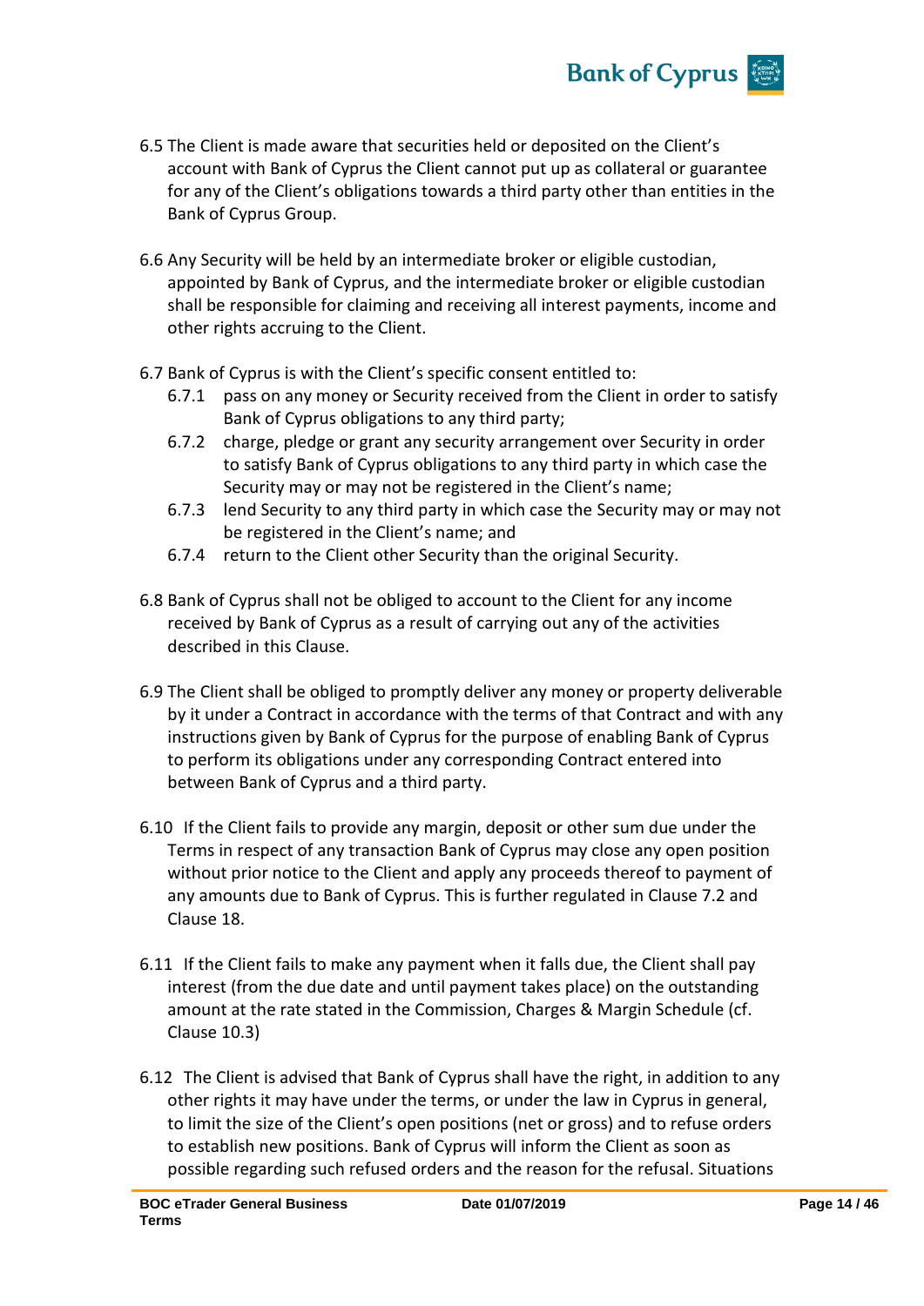6.5 The Client is made aware that securities held or deposited on the Client's account with Bank of Cyprus the Client cannot put up as collateral or guarantee for any of the Client's obligations towards a third party other than entities in the Bank of Cyprus Group.

6.6 Any Security will be held by an intermediate broker or eligible custodian, appointed by Bank of Cyprus, and the intermediate broker or eligible custodian shall be responsible for claiming and receiving all interest payments, income and other rights accruing to the Client.

6.7 Bank of Cyprus is with the Client's specific consent entitled to:

- 6.7.1 pass on any money or Security received from the Client in order to satisfy Bank of Cyprus obligations to any third party;
- 6.7.2 charge, pledge or grant any security arrangement over Security in order to satisfy Bank of Cyprus obligations to any third party in which case the Security may or may not be registered in the Client's name;
- 6.7.3 lend Security to any third party in which case the Security may or may not be registered in the Client's name; and
- 6.7.4 return to the Client other Security than the original Security.

6.8 Bank of Cyprus shall not be obliged to account to the Client for any income received by Bank of Cyprus as a result of carrying out any of the activities described in this Clause.

6.9 The Client shall be obliged to promptly deliver any money or property deliverable by it under a Contract in accordance with the terms of that Contract and with any instructions given by Bank of Cyprus for the purpose of enabling Bank of Cyprus to perform its obligations under any corresponding Contract entered into between Bank of Cyprus and a third party.

6.10 If the Client fails to provide any margin, deposit or other sum due under the Terms in respect of any transaction Bank of Cyprus may close any open position without prior notice to the Client and apply any proceeds thereof to payment of any amounts due to Bank of Cyprus. This is further regulated in Clause 7.2 and Clause 18.

6.11 If the Client fails to make any payment when it falls due, the Client shall pay interest (from the due date and until payment takes place) on the outstanding amount at the rate stated in the Commission, Charges & Margin Schedule (cf. Clause 10.3)

6.12 The Client is advised that Bank of Cyprus shall have the right, in addition to any other rights it may have under the terms, or under the law in Cyprus in general, to limit the size of the Client's open positions (net or gross) and to refuse orders to establish new positions. Bank of Cyprus will inform the Client as soon as possible regarding such refused orders and the reason for the refusal. Situations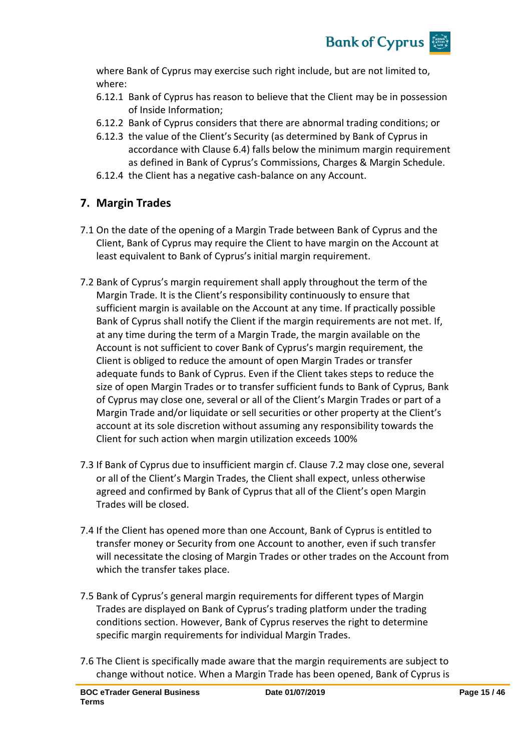where Bank of Cyprus may exercise such right include, but are not limited to, where:

6.12.1 Bank of Cyprus has reason to believe that the Client may be in possession of Inside Information;

6.12.2 Bank of Cyprus considers that there are abnormal trading conditions; or

6.12.3 the value of the Client's Security (as determined by Bank of Cyprus in accordance with Clause 6.4) falls below the minimum margin requirement as defined in Bank of Cyprus's Commissions, Charges & Margin Schedule.

6.12.4 the Client has a negative cash-balance on any Account.

## 7. Margin Trades

7.1 On the date of the opening of a Margin Trade between Bank of Cyprus and the Client, Bank of Cyprus may require the Client to have margin on the Account at least equivalent to Bank of Cyprus's initial margin requirement.

7.2 Bank of Cyprus's margin requirement shall apply throughout the term of the Margin Trade. It is the Client's responsibility continuously to ensure that sufficient margin is available on the Account at any time. If practically possible Bank of Cyprus shall notify the Client if the margin requirements are not met. If, at any time during the term of a Margin Trade, the margin available on the Account is not sufficient to cover Bank of Cyprus's margin requirement, the Client is obliged to reduce the amount of open Margin Trades or transfer adequate funds to Bank of Cyprus. Even if the Client takes steps to reduce the size of open Margin Trades or to transfer sufficient funds to Bank of Cyprus, Bank of Cyprus may close one, several or all of the Client's Margin Trades or part of a Margin Trade and/or liquidate or sell securities or other property at the Client's account at its sole discretion without assuming any responsibility towards the Client for such action when margin utilization exceeds 100%

7.3 If Bank of Cyprus due to insufficient margin cf. Clause 7.2 may close one, several or all of the Client's Margin Trades, the Client shall expect, unless otherwise agreed and confirmed by Bank of Cyprus that all of the Client's open Margin Trades will be closed.

7.4 If the Client has opened more than one Account, Bank of Cyprus is entitled to transfer money or Security from one Account to another, even if such transfer will necessitate the closing of Margin Trades or other trades on the Account from which the transfer takes place.

7.5 Bank of Cyprus's general margin requirements for different types of Margin Trades are displayed on Bank of Cyprus's trading platform under the trading conditions section. However, Bank of Cyprus reserves the right to determine specific margin requirements for individual Margin Trades.

7.6 The Client is specifically made aware that the margin requirements are subject to change without notice. When a Margin Trade has been opened, Bank of Cyprus is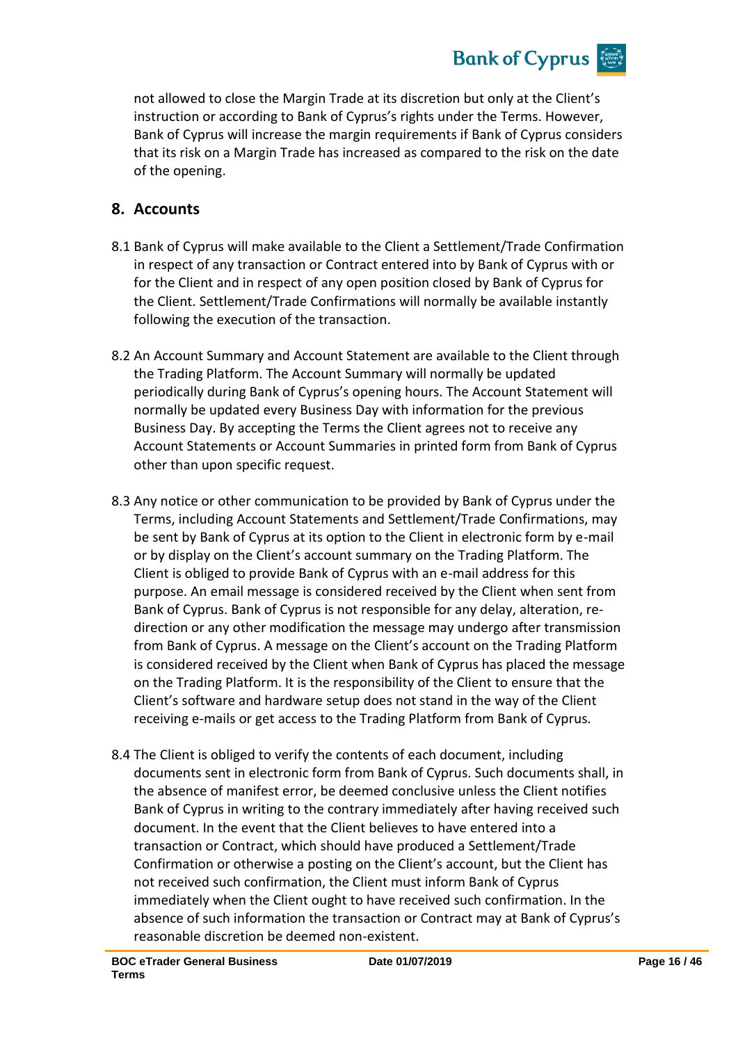not allowed to close the Margin Trade at its discretion but only at the Client's instruction or according to Bank of Cyprus's rights under the Terms. However, Bank of Cyprus will increase the margin requirements if Bank of Cyprus considers that its risk on a Margin Trade has increased as compared to the risk on the date of the opening.

## 8. Accounts

8.1 Bank of Cyprus will make available to the Client a Settlement/Trade Confirmation in respect of any transaction or Contract entered into by Bank of Cyprus with or for the Client and in respect of any open position closed by Bank of Cyprus for the Client. Settlement/Trade Confirmations will normally be available instantly following the execution of the transaction.

8.2 An Account Summary and Account Statement are available to the Client through the Trading Platform. The Account Summary will normally be updated periodically during Bank of Cyprus's opening hours. The Account Statement will normally be updated every Business Day with information for the previous Business Day. By accepting the Terms the Client agrees not to receive any Account Statements or Account Summaries in printed form from Bank of Cyprus other than upon specific request.

8.3 Any notice or other communication to be provided by Bank of Cyprus under the Terms, including Account Statements and Settlement/Trade Confirmations, may be sent by Bank of Cyprus at its option to the Client in electronic form by e-mail or by display on the Client's account summary on the Trading Platform. The Client is obliged to provide Bank of Cyprus with an e-mail address for this purpose. An email message is considered received by the Client when sent from Bank of Cyprus. Bank of Cyprus is not responsible for any delay, alteration, re-direction or any other modification the message may undergo after transmission from Bank of Cyprus. A message on the Client's account on the Trading Platform is considered received by the Client when Bank of Cyprus has placed the message on the Trading Platform. It is the responsibility of the Client to ensure that the Client's software and hardware setup does not stand in the way of the Client receiving e-mails or get access to the Trading Platform from Bank of Cyprus.

8.4 The Client is obliged to verify the contents of each document, including documents sent in electronic form from Bank of Cyprus. Such documents shall, in the absence of manifest error, be deemed conclusive unless the Client notifies Bank of Cyprus in writing to the contrary immediately after having received such document. In the event that the Client believes to have entered into a transaction or Contract, which should have produced a Settlement/Trade Confirmation or otherwise a posting on the Client's account, but the Client has not received such confirmation, the Client must inform Bank of Cyprus immediately when the Client ought to have received such confirmation. In the absence of such information the transaction or Contract may at Bank of Cyprus's reasonable discretion be deemed non-existent.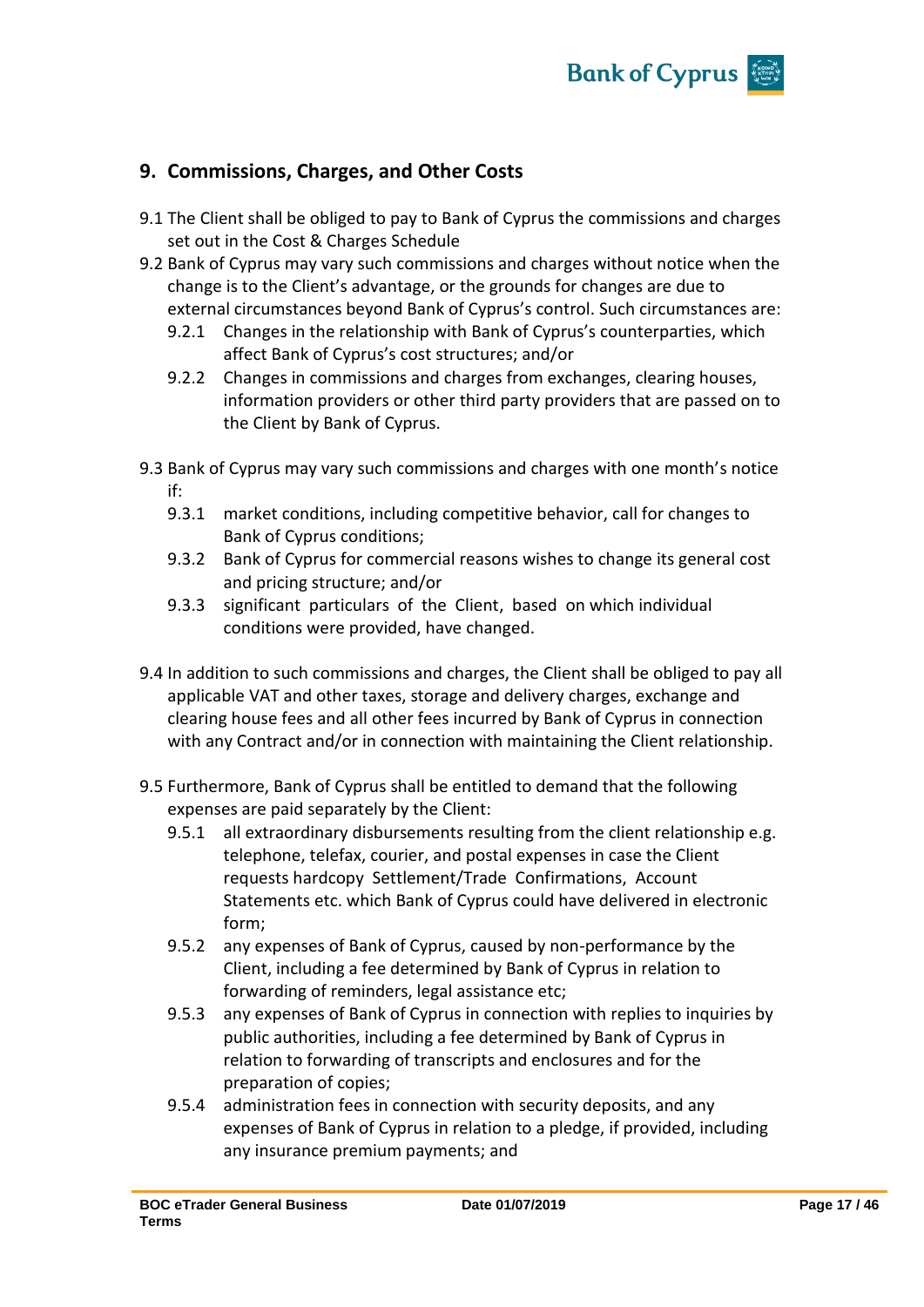## 9. Commissions, Charges, and Other Costs

9.1 The Client shall be obliged to pay to Bank of Cyprus the commissions and charges set out in the Cost & Charges Schedule

9.2 Bank of Cyprus may vary such commissions and charges without notice when the change is to the Client's advantage, or the grounds for changes are due to external circumstances beyond Bank of Cyprus's control. Such circumstances are:

- 9.2.1 Changes in the relationship with Bank of Cyprus's counterparties, which affect Bank of Cyprus's cost structures; and/or
- 9.2.2 Changes in commissions and charges from exchanges, clearing houses, information providers or other third party providers that are passed on to the Client by Bank of Cyprus.

9.3 Bank of Cyprus may vary such commissions and charges with one month's notice if:

- 9.3.1 market conditions, including competitive behavior, call for changes to Bank of Cyprus conditions;
- 9.3.2 Bank of Cyprus for commercial reasons wishes to change its general cost and pricing structure; and/or
- 9.3.3 significant particulars of the Client, based on which individual conditions were provided, have changed.

9.4 In addition to such commissions and charges, the Client shall be obliged to pay all applicable VAT and other taxes, storage and delivery charges, exchange and clearing house fees and all other fees incurred by Bank of Cyprus in connection with any Contract and/or in connection with maintaining the Client relationship.

9.5 Furthermore, Bank of Cyprus shall be entitled to demand that the following expenses are paid separately by the Client:

- 9.5.1 all extraordinary disbursements resulting from the client relationship e.g. telephone, telefax, courier, and postal expenses in case the Client requests hardcopy Settlement/Trade Confirmations, Account Statements etc. which Bank of Cyprus could have delivered in electronic form;
- 9.5.2 any expenses of Bank of Cyprus, caused by non-performance by the Client, including a fee determined by Bank of Cyprus in relation to forwarding of reminders, legal assistance etc;
- 9.5.3 any expenses of Bank of Cyprus in connection with replies to inquiries by public authorities, including a fee determined by Bank of Cyprus in relation to forwarding of transcripts and enclosures and for the preparation of copies;
- 9.5.4 administration fees in connection with security deposits, and any expenses of Bank of Cyprus in relation to a pledge, if provided, including any insurance premium payments; and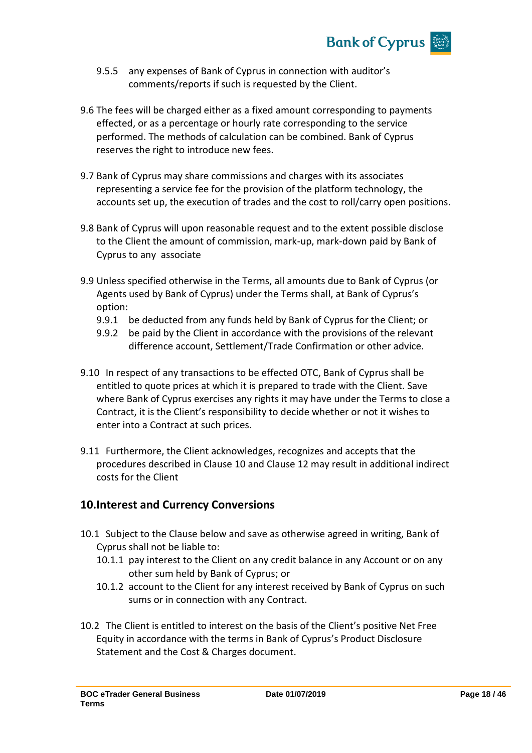9.5.5 any expenses of Bank of Cyprus in connection with auditor's comments/reports if such is requested by the Client.

9.6 The fees will be charged either as a fixed amount corresponding to payments effected, or as a percentage or hourly rate corresponding to the service performed. The methods of calculation can be combined. Bank of Cyprus reserves the right to introduce new fees.

9.7 Bank of Cyprus may share commissions and charges with its associates representing a service fee for the provision of the platform technology, the accounts set up, the execution of trades and the cost to roll/carry open positions.

9.8 Bank of Cyprus will upon reasonable request and to the extent possible disclose to the Client the amount of commission, mark-up, mark-down paid by Bank of Cyprus to any associate

9.9 Unless specified otherwise in the Terms, all amounts due to Bank of Cyprus (or Agents used by Bank of Cyprus) under the Terms shall, at Bank of Cyprus's option:

9.9.1 be deducted from any funds held by Bank of Cyprus for the Client; or

9.9.2 be paid by the Client in accordance with the provisions of the relevant difference account, Settlement/Trade Confirmation or other advice.

9.10 In respect of any transactions to be effected OTC, Bank of Cyprus shall be entitled to quote prices at which it is prepared to trade with the Client. Save where Bank of Cyprus exercises any rights it may have under the Terms to close a Contract, it is the Client's responsibility to decide whether or not it wishes to enter into a Contract at such prices.

9.11 Furthermore, the Client acknowledges, recognizes and accepts that the procedures described in Clause 10 and Clause 12 may result in additional indirect costs for the Client

## 10.Interest and Currency Conversions

10.1 Subject to the Clause below and save as otherwise agreed in writing, Bank of Cyprus shall not be liable to:

10.1.1 pay interest to the Client on any credit balance in any Account or on any other sum held by Bank of Cyprus; or

10.1.2 account to the Client for any interest received by Bank of Cyprus on such sums or in connection with any Contract.

10.2 The Client is entitled to interest on the basis of the Client's positive Net Free Equity in accordance with the terms in Bank of Cyprus's Product Disclosure Statement and the Cost & Charges document.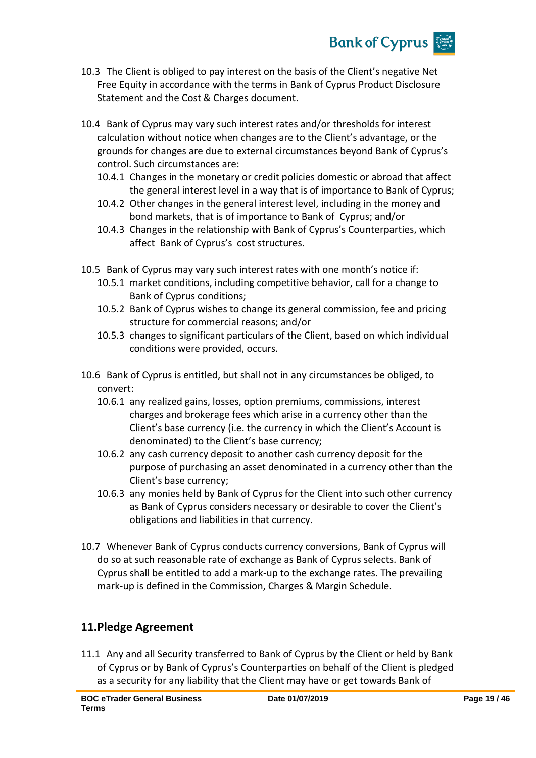10.3 The Client is obliged to pay interest on the basis of the Client's negative Net Free Equity in accordance with the terms in Bank of Cyprus Product Disclosure Statement and the Cost & Charges document.

10.4 Bank of Cyprus may vary such interest rates and/or thresholds for interest calculation without notice when changes are to the Client's advantage, or the grounds for changes are due to external circumstances beyond Bank of Cyprus's control. Such circumstances are:

10.4.1 Changes in the monetary or credit policies domestic or abroad that affect the general interest level in a way that is of importance to Bank of Cyprus;

10.4.2 Other changes in the general interest level, including in the money and bond markets, that is of importance to Bank of Cyprus; and/or

10.4.3 Changes in the relationship with Bank of Cyprus's Counterparties, which affect Bank of Cyprus's cost structures.

10.5 Bank of Cyprus may vary such interest rates with one month's notice if:

10.5.1 market conditions, including competitive behavior, call for a change to Bank of Cyprus conditions;

10.5.2 Bank of Cyprus wishes to change its general commission, fee and pricing structure for commercial reasons; and/or

10.5.3 changes to significant particulars of the Client, based on which individual conditions were provided, occurs.

10.6 Bank of Cyprus is entitled, but shall not in any circumstances be obliged, to convert:

10.6.1 any realized gains, losses, option premiums, commissions, interest charges and brokerage fees which arise in a currency other than the Client's base currency (i.e. the currency in which the Client's Account is denominated) to the Client's base currency;

10.6.2 any cash currency deposit to another cash currency deposit for the purpose of purchasing an asset denominated in a currency other than the Client's base currency;

10.6.3 any monies held by Bank of Cyprus for the Client into such other currency as Bank of Cyprus considers necessary or desirable to cover the Client's obligations and liabilities in that currency.

10.7 Whenever Bank of Cyprus conducts currency conversions, Bank of Cyprus will do so at such reasonable rate of exchange as Bank of Cyprus selects. Bank of Cyprus shall be entitled to add a mark-up to the exchange rates. The prevailing mark-up is defined in the Commission, Charges & Margin Schedule.

## 11. Pledge Agreement

11.1 Any and all Security transferred to Bank of Cyprus by the Client or held by Bank of Cyprus or by Bank of Cyprus's Counterparties on behalf of the Client is pledged as a security for any liability that the Client may have or get towards Bank of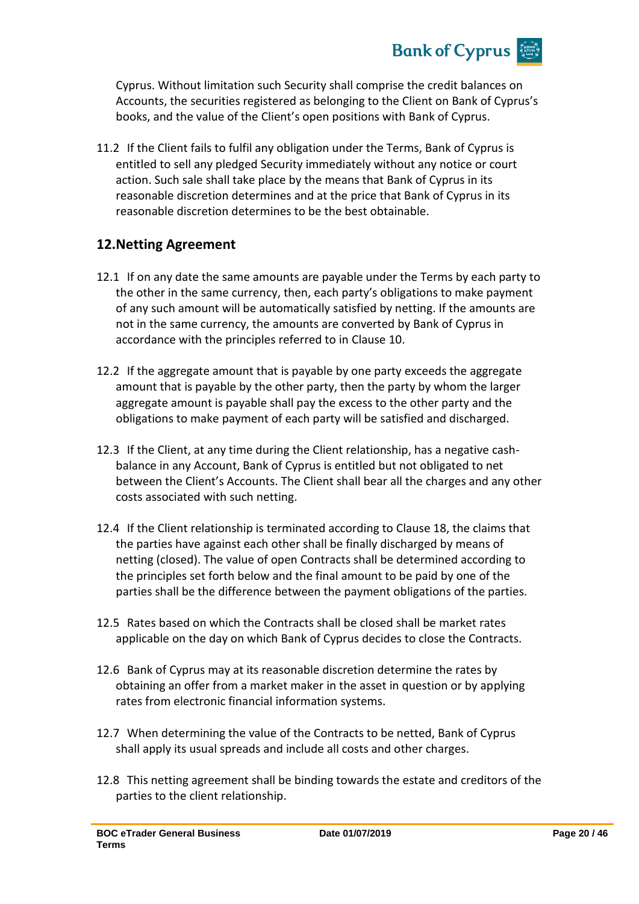Cyprus. Without limitation such Security shall comprise the credit balances on Accounts, the securities registered as belonging to the Client on Bank of Cyprus's books, and the value of the Client's open positions with Bank of Cyprus.

11.2 If the Client fails to fulfil any obligation under the Terms, Bank of Cyprus is entitled to sell any pledged Security immediately without any notice or court action. Such sale shall take place by the means that Bank of Cyprus in its reasonable discretion determines and at the price that Bank of Cyprus in its reasonable discretion determines to be the best obtainable.

## 12.Netting Agreement

12.1 If on any date the same amounts are payable under the Terms by each party to the other in the same currency, then, each party's obligations to make payment of any such amount will be automatically satisfied by netting. If the amounts are not in the same currency, the amounts are converted by Bank of Cyprus in accordance with the principles referred to in Clause 10.

12.2 If the aggregate amount that is payable by one party exceeds the aggregate amount that is payable by the other party, then the party by whom the larger aggregate amount is payable shall pay the excess to the other party and the obligations to make payment of each party will be satisfied and discharged.

12.3 If the Client, at any time during the Client relationship, has a negative cash-balance in any Account, Bank of Cyprus is entitled but not obligated to net between the Client's Accounts. The Client shall bear all the charges and any other costs associated with such netting.

12.4 If the Client relationship is terminated according to Clause 18, the claims that the parties have against each other shall be finally discharged by means of netting (closed). The value of open Contracts shall be determined according to the principles set forth below and the final amount to be paid by one of the parties shall be the difference between the payment obligations of the parties.

12.5 Rates based on which the Contracts shall be closed shall be market rates applicable on the day on which Bank of Cyprus decides to close the Contracts.

12.6 Bank of Cyprus may at its reasonable discretion determine the rates by obtaining an offer from a market maker in the asset in question or by applying rates from electronic financial information systems.

12.7 When determining the value of the Contracts to be netted, Bank of Cyprus shall apply its usual spreads and include all costs and other charges.

12.8 This netting agreement shall be binding towards the estate and creditors of the parties to the client relationship.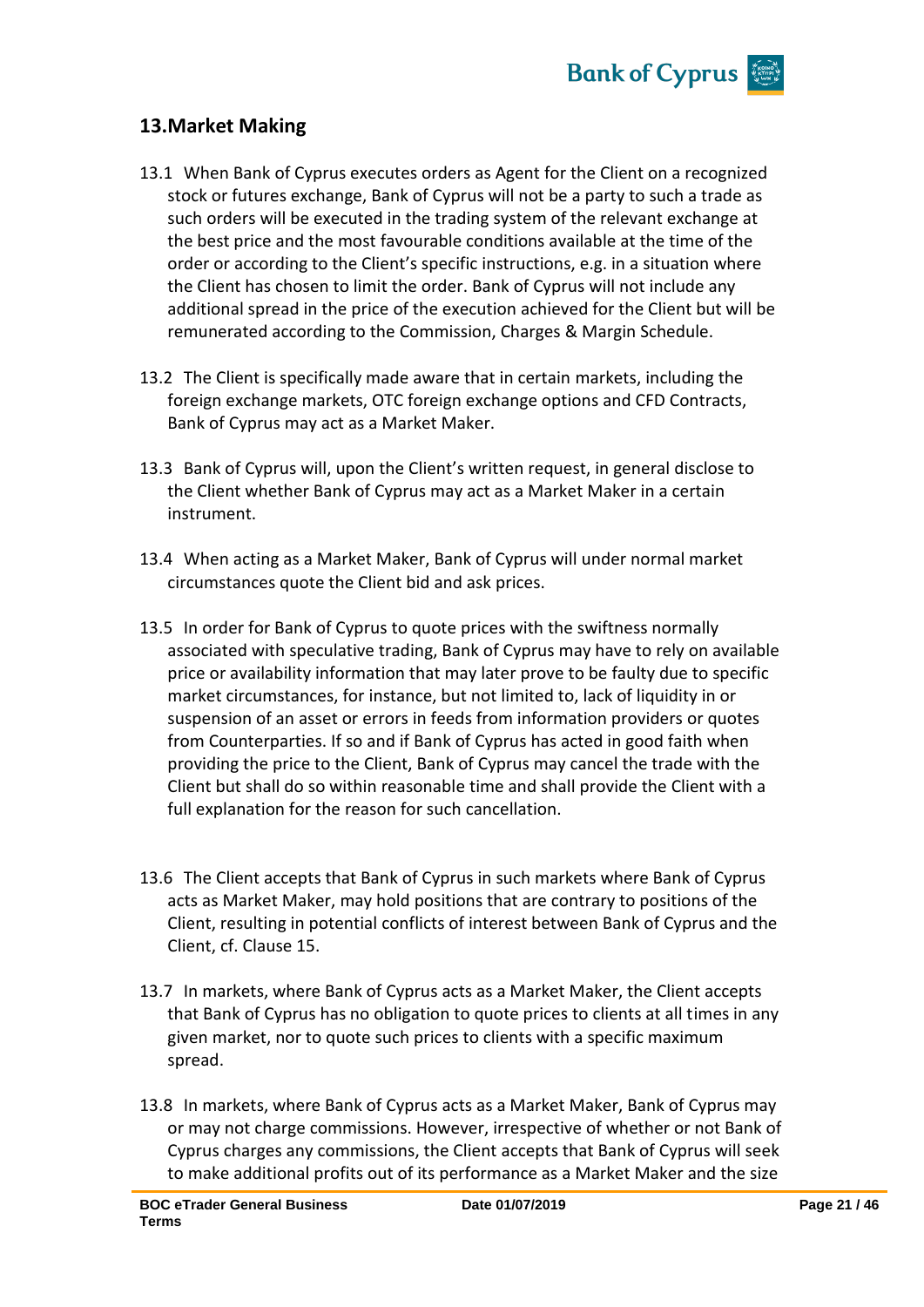## 13. Market Making

13.1 When Bank of Cyprus executes orders as Agent for the Client on a recognized stock or futures exchange, Bank of Cyprus will not be a party to such a trade as such orders will be executed in the trading system of the relevant exchange at the best price and the most favourable conditions available at the time of the order or according to the Client's specific instructions, e.g. in a situation where the Client has chosen to limit the order. Bank of Cyprus will not include any additional spread in the price of the execution achieved for the Client but will be remunerated according to the Commission, Charges & Margin Schedule.

13.2 The Client is specifically made aware that in certain markets, including the foreign exchange markets, OTC foreign exchange options and CFD Contracts, Bank of Cyprus may act as a Market Maker.

13.3 Bank of Cyprus will, upon the Client's written request, in general disclose to the Client whether Bank of Cyprus may act as a Market Maker in a certain instrument.

13.4 When acting as a Market Maker, Bank of Cyprus will under normal market circumstances quote the Client bid and ask prices.

13.5 In order for Bank of Cyprus to quote prices with the swiftness normally associated with speculative trading, Bank of Cyprus may have to rely on available price or availability information that may later prove to be faulty due to specific market circumstances, for instance, but not limited to, lack of liquidity in or suspension of an asset or errors in feeds from information providers or quotes from Counterparties. If so and if Bank of Cyprus has acted in good faith when providing the price to the Client, Bank of Cyprus may cancel the trade with the Client but shall do so within reasonable time and shall provide the Client with a full explanation for the reason for such cancellation.

13.6 The Client accepts that Bank of Cyprus in such markets where Bank of Cyprus acts as Market Maker, may hold positions that are contrary to positions of the Client, resulting in potential conflicts of interest between Bank of Cyprus and the Client, cf. Clause 15.

13.7 In markets, where Bank of Cyprus acts as a Market Maker, the Client accepts that Bank of Cyprus has no obligation to quote prices to clients at all times in any given market, nor to quote such prices to clients with a specific maximum spread.

13.8 In markets, where Bank of Cyprus acts as a Market Maker, Bank of Cyprus may or may not charge commissions. However, irrespective of whether or not Bank of Cyprus charges any commissions, the Client accepts that Bank of Cyprus will seek to make additional profits out of its performance as a Market Maker and the size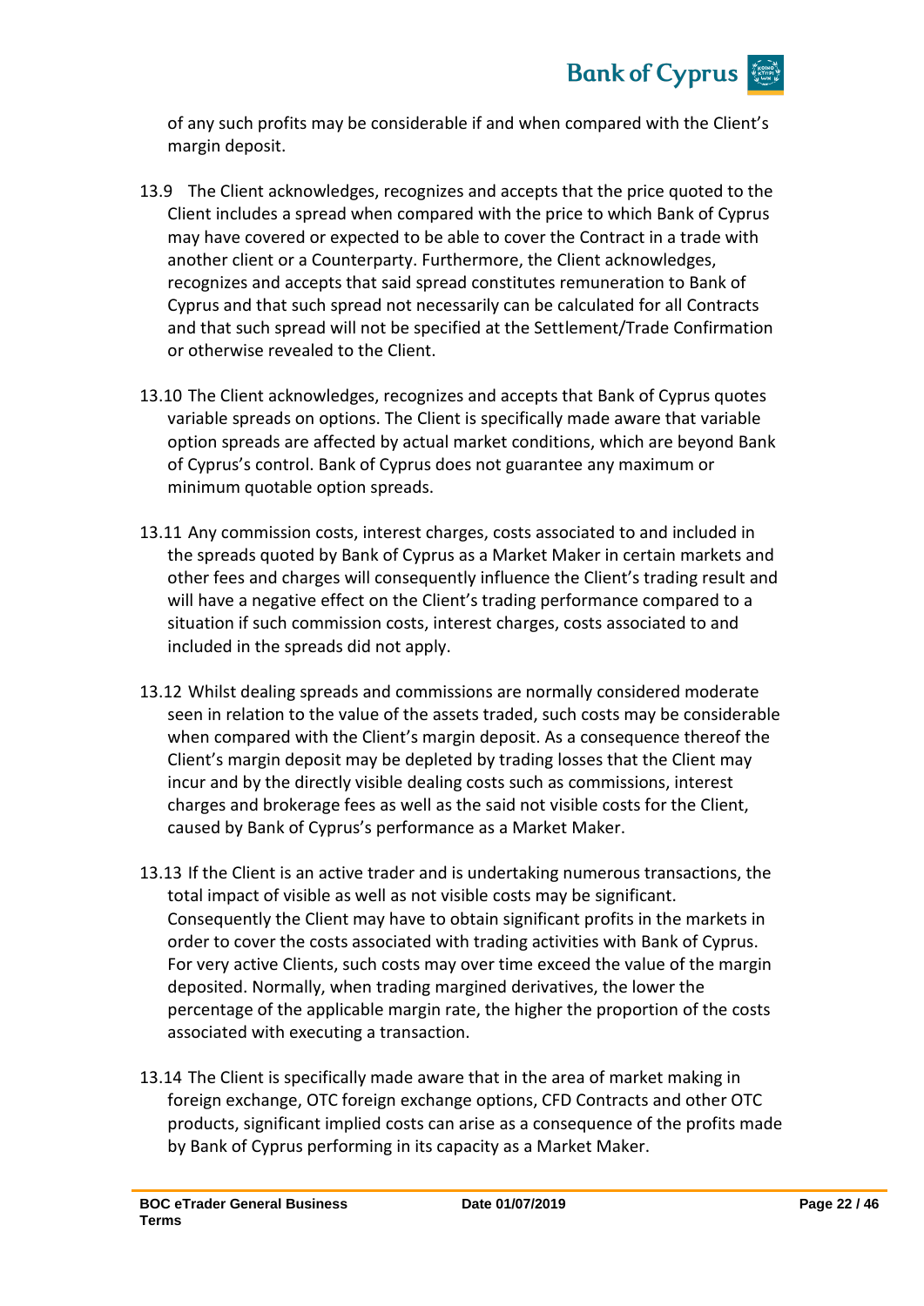of any such profits may be considerable if and when compared with the Client's margin deposit.

13.9 The Client acknowledges, recognizes and accepts that the price quoted to the Client includes a spread when compared with the price to which Bank of Cyprus may have covered or expected to be able to cover the Contract in a trade with another client or a Counterparty. Furthermore, the Client acknowledges, recognizes and accepts that said spread constitutes remuneration to Bank of Cyprus and that such spread not necessarily can be calculated for all Contracts and that such spread will not be specified at the Settlement/Trade Confirmation or otherwise revealed to the Client.

13.10 The Client acknowledges, recognizes and accepts that Bank of Cyprus quotes variable spreads on options. The Client is specifically made aware that variable option spreads are affected by actual market conditions, which are beyond Bank of Cyprus's control. Bank of Cyprus does not guarantee any maximum or minimum quotable option spreads.

13.11 Any commission costs, interest charges, costs associated to and included in the spreads quoted by Bank of Cyprus as a Market Maker in certain markets and other fees and charges will consequently influence the Client's trading result and will have a negative effect on the Client's trading performance compared to a situation if such commission costs, interest charges, costs associated to and included in the spreads did not apply.

13.12 Whilst dealing spreads and commissions are normally considered moderate seen in relation to the value of the assets traded, such costs may be considerable when compared with the Client's margin deposit. As a consequence thereof the Client's margin deposit may be depleted by trading losses that the Client may incur and by the directly visible dealing costs such as commissions, interest charges and brokerage fees as well as the said not visible costs for the Client, caused by Bank of Cyprus's performance as a Market Maker.

13.13 If the Client is an active trader and is undertaking numerous transactions, the total impact of visible as well as not visible costs may be significant. Consequently the Client may have to obtain significant profits in the markets in order to cover the costs associated with trading activities with Bank of Cyprus. For very active Clients, such costs may over time exceed the value of the margin deposited. Normally, when trading margined derivatives, the lower the percentage of the applicable margin rate, the higher the proportion of the costs associated with executing a transaction.

13.14 The Client is specifically made aware that in the area of market making in foreign exchange, OTC foreign exchange options, CFD Contracts and other OTC products, significant implied costs can arise as a consequence of the profits made by Bank of Cyprus performing in its capacity as a Market Maker.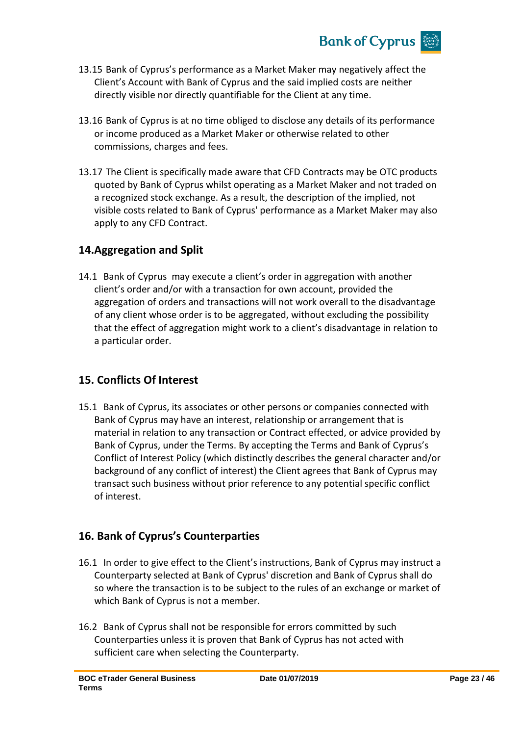13.15 Bank of Cyprus's performance as a Market Maker may negatively affect the Client's Account with Bank of Cyprus and the said implied costs are neither directly visible nor directly quantifiable for the Client at any time.

13.16 Bank of Cyprus is at no time obliged to disclose any details of its performance or income produced as a Market Maker or otherwise related to other commissions, charges and fees.

13.17 The Client is specifically made aware that CFD Contracts may be OTC products quoted by Bank of Cyprus whilst operating as a Market Maker and not traded on a recognized stock exchange. As a result, the description of the implied, not visible costs related to Bank of Cyprus' performance as a Market Maker may also apply to any CFD Contract.

## 14. Aggregation and Split

14.1 Bank of Cyprus may execute a client's order in aggregation with another client's order and/or with a transaction for own account, provided the aggregation of orders and transactions will not work overall to the disadvantage of any client whose order is to be aggregated, without excluding the possibility that the effect of aggregation might work to a client's disadvantage in relation to a particular order.

## 15. Conflicts Of Interest

15.1 Bank of Cyprus, its associates or other persons or companies connected with Bank of Cyprus may have an interest, relationship or arrangement that is material in relation to any transaction or Contract effected, or advice provided by Bank of Cyprus, under the Terms. By accepting the Terms and Bank of Cyprus's Conflict of Interest Policy (which distinctly describes the general character and/or background of any conflict of interest) the Client agrees that Bank of Cyprus may transact such business without prior reference to any potential specific conflict of interest.

## 16. Bank of Cyprus's Counterparties

16.1 In order to give effect to the Client's instructions, Bank of Cyprus may instruct a Counterparty selected at Bank of Cyprus' discretion and Bank of Cyprus shall do so where the transaction is to be subject to the rules of an exchange or market of which Bank of Cyprus is not a member.

16.2 Bank of Cyprus shall not be responsible for errors committed by such Counterparties unless it is proven that Bank of Cyprus has not acted with sufficient care when selecting the Counterparty.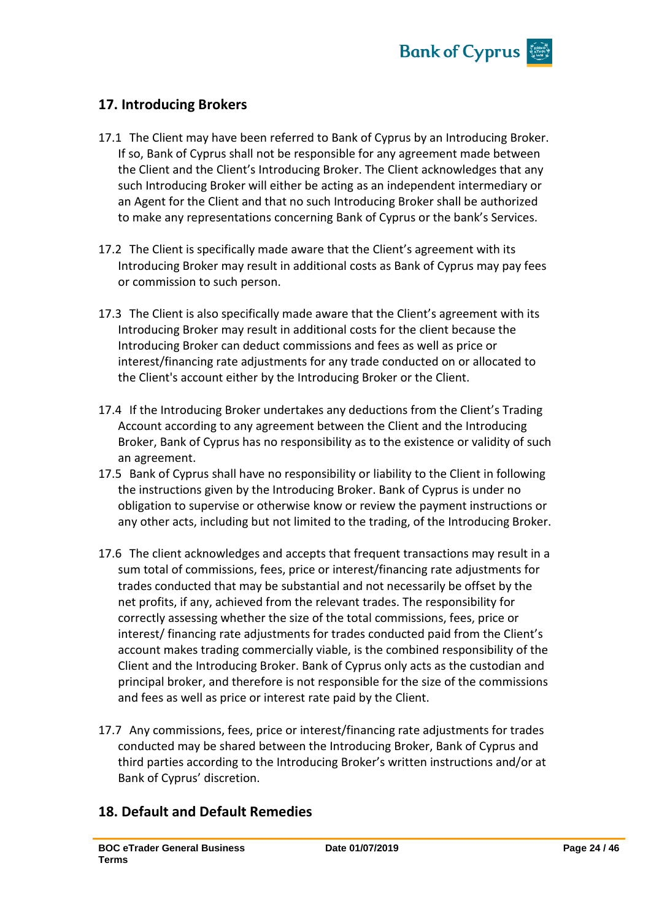## 17. Introducing Brokers

17.1 The Client may have been referred to Bank of Cyprus by an Introducing Broker. If so, Bank of Cyprus shall not be responsible for any agreement made between the Client and the Client's Introducing Broker. The Client acknowledges that any such Introducing Broker will either be acting as an independent intermediary or an Agent for the Client and that no such Introducing Broker shall be authorized to make any representations concerning Bank of Cyprus or the bank's Services.

17.2 The Client is specifically made aware that the Client's agreement with its Introducing Broker may result in additional costs as Bank of Cyprus may pay fees or commission to such person.

17.3 The Client is also specifically made aware that the Client's agreement with its Introducing Broker may result in additional costs for the client because the Introducing Broker can deduct commissions and fees as well as price or interest/financing rate adjustments for any trade conducted on or allocated to the Client's account either by the Introducing Broker or the Client.

17.4 If the Introducing Broker undertakes any deductions from the Client's Trading Account according to any agreement between the Client and the Introducing Broker, Bank of Cyprus has no responsibility as to the existence or validity of such an agreement.

17.5 Bank of Cyprus shall have no responsibility or liability to the Client in following the instructions given by the Introducing Broker. Bank of Cyprus is under no obligation to supervise or otherwise know or review the payment instructions or any other acts, including but not limited to the trading, of the Introducing Broker.

17.6 The client acknowledges and accepts that frequent transactions may result in a sum total of commissions, fees, price or interest/financing rate adjustments for trades conducted that may be substantial and not necessarily be offset by the net profits, if any, achieved from the relevant trades. The responsibility for correctly assessing whether the size of the total commissions, fees, price or interest/ financing rate adjustments for trades conducted paid from the Client's account makes trading commercially viable, is the combined responsibility of the Client and the Introducing Broker. Bank of Cyprus only acts as the custodian and principal broker, and therefore is not responsible for the size of the commissions and fees as well as price or interest rate paid by the Client.

17.7 Any commissions, fees, price or interest/financing rate adjustments for trades conducted may be shared between the Introducing Broker, Bank of Cyprus and third parties according to the Introducing Broker's written instructions and/or at Bank of Cyprus' discretion.

## 18. Default and Default Remedies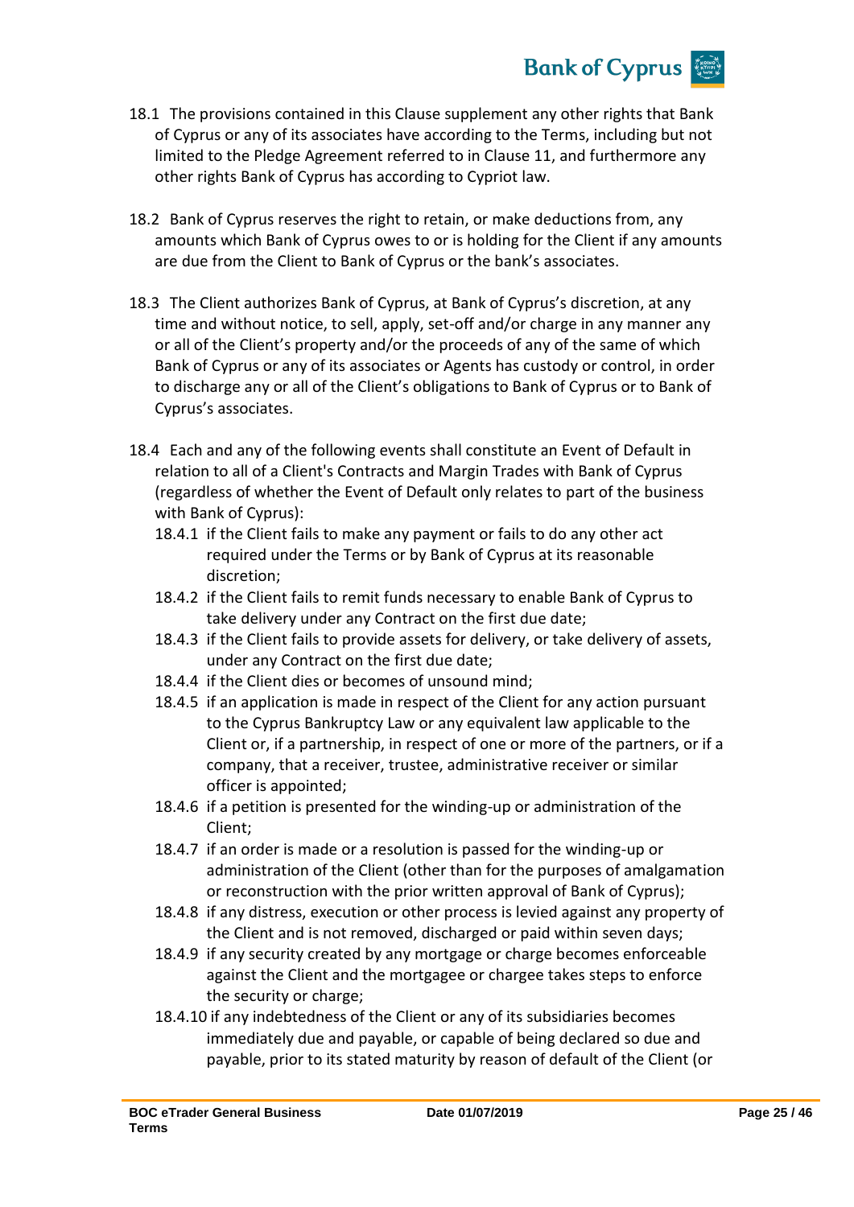18.1 The provisions contained in this Clause supplement any other rights that Bank of Cyprus or any of its associates have according to the Terms, including but not limited to the Pledge Agreement referred to in Clause 11, and furthermore any other rights Bank of Cyprus has according to Cypriot law.

18.2 Bank of Cyprus reserves the right to retain, or make deductions from, any amounts which Bank of Cyprus owes to or is holding for the Client if any amounts are due from the Client to Bank of Cyprus or the bank's associates.

18.3 The Client authorizes Bank of Cyprus, at Bank of Cyprus's discretion, at any time and without notice, to sell, apply, set-off and/or charge in any manner any or all of the Client's property and/or the proceeds of any of the same of which Bank of Cyprus or any of its associates or Agents has custody or control, in order to discharge any or all of the Client's obligations to Bank of Cyprus or to Bank of Cyprus's associates.

18.4 Each and any of the following events shall constitute an Event of Default in relation to all of a Client's Contracts and Margin Trades with Bank of Cyprus (regardless of whether the Event of Default only relates to part of the business with Bank of Cyprus):

- 18.4.1 if the Client fails to make any payment or fails to do any other act required under the Terms or by Bank of Cyprus at its reasonable discretion;
- 18.4.2 if the Client fails to remit funds necessary to enable Bank of Cyprus to take delivery under any Contract on the first due date;
- 18.4.3 if the Client fails to provide assets for delivery, or take delivery of assets, under any Contract on the first due date;
- 18.4.4 if the Client dies or becomes of unsound mind;
- 18.4.5 if an application is made in respect of the Client for any action pursuant to the Cyprus Bankruptcy Law or any equivalent law applicable to the Client or, if a partnership, in respect of one or more of the partners, or if a company, that a receiver, trustee, administrative receiver or similar officer is appointed;
- 18.4.6 if a petition is presented for the winding-up or administration of the Client;
- 18.4.7 if an order is made or a resolution is passed for the winding-up or administration of the Client (other than for the purposes of amalgamation or reconstruction with the prior written approval of Bank of Cyprus);
- 18.4.8 if any distress, execution or other process is levied against any property of the Client and is not removed, discharged or paid within seven days;
- 18.4.9 if any security created by any mortgage or charge becomes enforceable against the Client and the mortgagee or chargee takes steps to enforce the security or charge;
- 18.4.10 if any indebtedness of the Client or any of its subsidiaries becomes immediately due and payable, or capable of being declared so due and payable, prior to its stated maturity by reason of default of the Client (or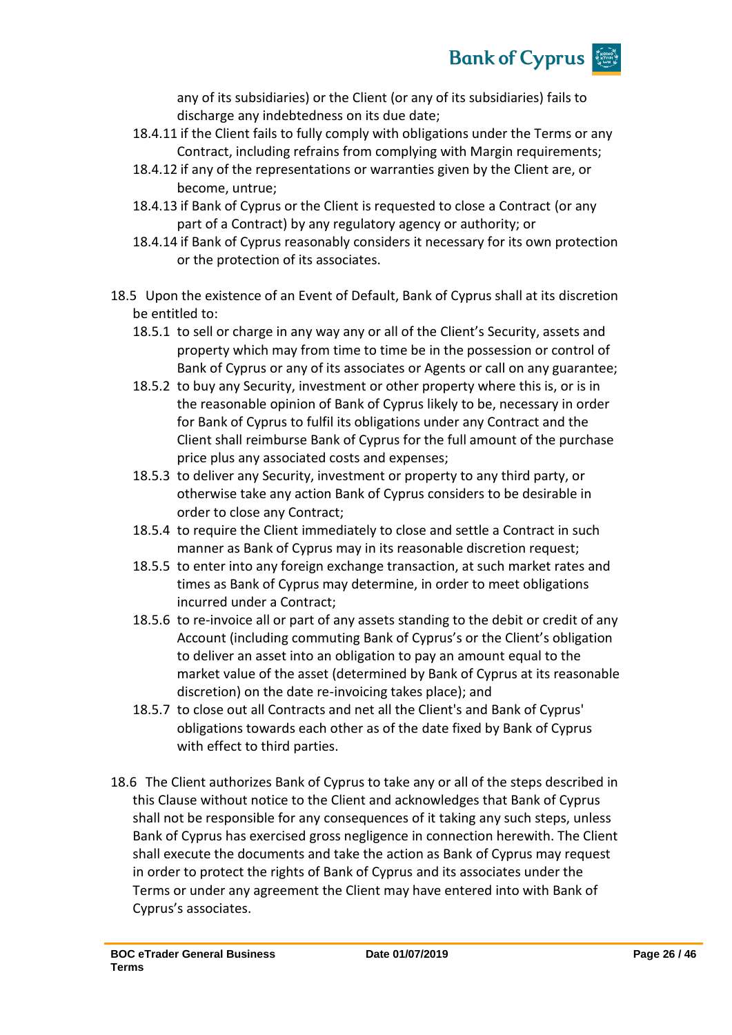any of its subsidiaries) or the Client (or any of its subsidiaries) fails to discharge any indebtedness on its due date;

18.4.11 if the Client fails to fully comply with obligations under the Terms or any Contract, including refrains from complying with Margin requirements;

18.4.12 if any of the representations or warranties given by the Client are, or become, untrue;

18.4.13 if Bank of Cyprus or the Client is requested to close a Contract (or any part of a Contract) by any regulatory agency or authority; or

18.4.14 if Bank of Cyprus reasonably considers it necessary for its own protection or the protection of its associates.

18.5 Upon the existence of an Event of Default, Bank of Cyprus shall at its discretion be entitled to:

18.5.1 to sell or charge in any way any or all of the Client's Security, assets and property which may from time to time be in the possession or control of Bank of Cyprus or any of its associates or Agents or call on any guarantee;

18.5.2 to buy any Security, investment or other property where this is, or is in the reasonable opinion of Bank of Cyprus likely to be, necessary in order for Bank of Cyprus to fulfil its obligations under any Contract and the Client shall reimburse Bank of Cyprus for the full amount of the purchase price plus any associated costs and expenses;

18.5.3 to deliver any Security, investment or property to any third party, or otherwise take any action Bank of Cyprus considers to be desirable in order to close any Contract;

18.5.4 to require the Client immediately to close and settle a Contract in such manner as Bank of Cyprus may in its reasonable discretion request;

18.5.5 to enter into any foreign exchange transaction, at such market rates and times as Bank of Cyprus may determine, in order to meet obligations incurred under a Contract;

18.5.6 to re-invoice all or part of any assets standing to the debit or credit of any Account (including commuting Bank of Cyprus's or the Client's obligation to deliver an asset into an obligation to pay an amount equal to the market value of the asset (determined by Bank of Cyprus at its reasonable discretion) on the date re-invoicing takes place); and

18.5.7 to close out all Contracts and net all the Client's and Bank of Cyprus' obligations towards each other as of the date fixed by Bank of Cyprus with effect to third parties.

18.6 The Client authorizes Bank of Cyprus to take any or all of the steps described in this Clause without notice to the Client and acknowledges that Bank of Cyprus shall not be responsible for any consequences of it taking any such steps, unless Bank of Cyprus has exercised gross negligence in connection herewith. The Client shall execute the documents and take the action as Bank of Cyprus may request in order to protect the rights of Bank of Cyprus and its associates under the Terms or under any agreement the Client may have entered into with Bank of Cyprus's associates.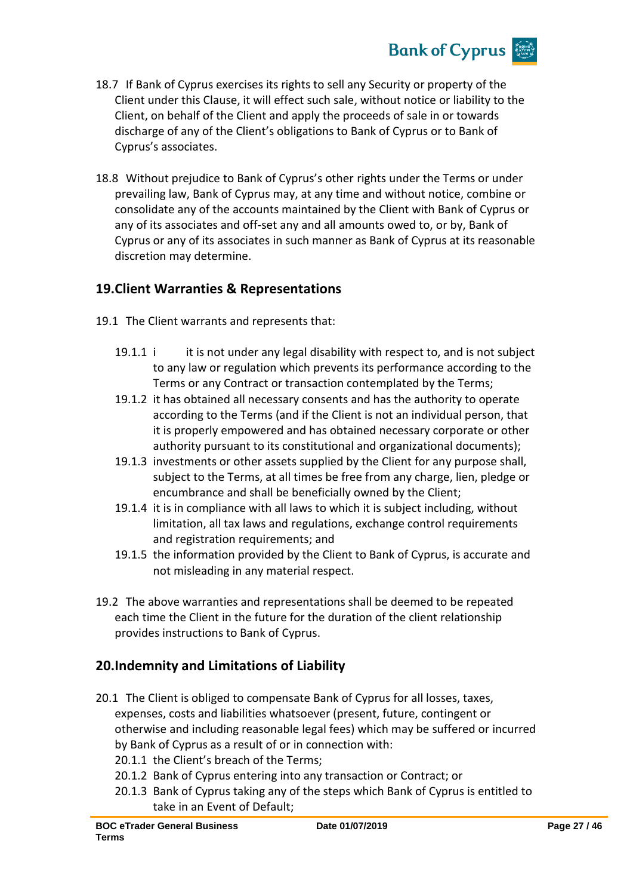18.7 If Bank of Cyprus exercises its rights to sell any Security or property of the Client under this Clause, it will effect such sale, without notice or liability to the Client, on behalf of the Client and apply the proceeds of sale in or towards discharge of any of the Client's obligations to Bank of Cyprus or to Bank of Cyprus's associates.

18.8 Without prejudice to Bank of Cyprus's other rights under the Terms or under prevailing law, Bank of Cyprus may, at any time and without notice, combine or consolidate any of the accounts maintained by the Client with Bank of Cyprus or any of its associates and off-set any and all amounts owed to, or by, Bank of Cyprus or any of its associates in such manner as Bank of Cyprus at its reasonable discretion may determine.

## 19.Client Warranties & Representations

19.1 The Client warrants and represents that:

19.1.1 i it is not under any legal disability with respect to, and is not subject to any law or regulation which prevents its performance according to the Terms or any Contract or transaction contemplated by the Terms;

19.1.2 it has obtained all necessary consents and has the authority to operate according to the Terms (and if the Client is not an individual person, that it is properly empowered and has obtained necessary corporate or other authority pursuant to its constitutional and organizational documents);

19.1.3 investments or other assets supplied by the Client for any purpose shall, subject to the Terms, at all times be free from any charge, lien, pledge or encumbrance and shall be beneficially owned by the Client;

19.1.4 it is in compliance with all laws to which it is subject including, without limitation, all tax laws and regulations, exchange control requirements and registration requirements; and

19.1.5 the information provided by the Client to Bank of Cyprus, is accurate and not misleading in any material respect.

19.2 The above warranties and representations shall be deemed to be repeated each time the Client in the future for the duration of the client relationship provides instructions to Bank of Cyprus.

## 20.Indemnity and Limitations of Liability

20.1 The Client is obliged to compensate Bank of Cyprus for all losses, taxes, expenses, costs and liabilities whatsoever (present, future, contingent or otherwise and including reasonable legal fees) which may be suffered or incurred by Bank of Cyprus as a result of or in connection with:

20.1.1 the Client's breach of the Terms;

20.1.2 Bank of Cyprus entering into any transaction or Contract; or

20.1.3 Bank of Cyprus taking any of the steps which Bank of Cyprus is entitled to take in an Event of Default;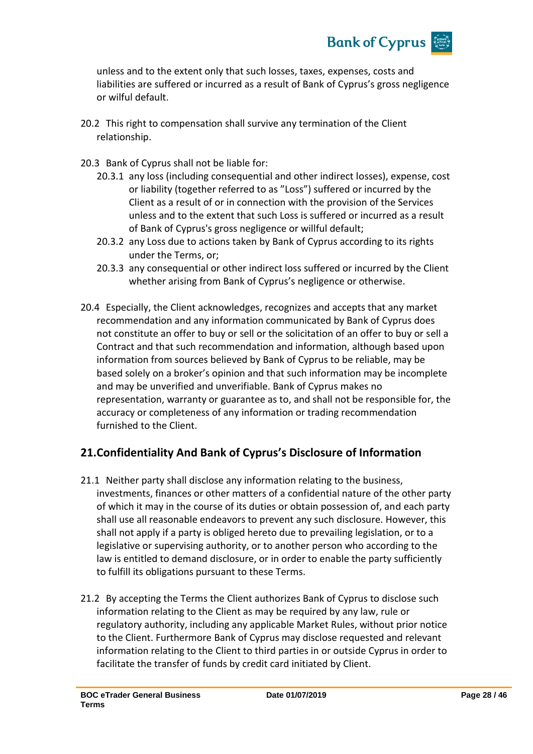unless and to the extent only that such losses, taxes, expenses, costs and liabilities are suffered or incurred as a result of Bank of Cyprus's gross negligence or wilful default.

20.2 This right to compensation shall survive any termination of the Client relationship.

20.3 Bank of Cyprus shall not be liable for:

20.3.1 any loss (including consequential and other indirect losses), expense, cost or liability (together referred to as "Loss") suffered or incurred by the Client as a result of or in connection with the provision of the Services unless and to the extent that such Loss is suffered or incurred as a result of Bank of Cyprus's gross negligence or willful default;

20.3.2 any Loss due to actions taken by Bank of Cyprus according to its rights under the Terms, or;

20.3.3 any consequential or other indirect loss suffered or incurred by the Client whether arising from Bank of Cyprus's negligence or otherwise.

20.4 Especially, the Client acknowledges, recognizes and accepts that any market recommendation and any information communicated by Bank of Cyprus does not constitute an offer to buy or sell or the solicitation of an offer to buy or sell a Contract and that such recommendation and information, although based upon information from sources believed by Bank of Cyprus to be reliable, may be based solely on a broker's opinion and that such information may be incomplete and may be unverified and unverifiable. Bank of Cyprus makes no representation, warranty or guarantee as to, and shall not be responsible for, the accuracy or completeness of any information or trading recommendation furnished to the Client.

## 21.Confidentiality And Bank of Cyprus's Disclosure of Information

21.1 Neither party shall disclose any information relating to the business, investments, finances or other matters of a confidential nature of the other party of which it may in the course of its duties or obtain possession of, and each party shall use all reasonable endeavors to prevent any such disclosure. However, this shall not apply if a party is obliged hereto due to prevailing legislation, or to a legislative or supervising authority, or to another person who according to the law is entitled to demand disclosure, or in order to enable the party sufficiently to fulfill its obligations pursuant to these Terms.

21.2 By accepting the Terms the Client authorizes Bank of Cyprus to disclose such information relating to the Client as may be required by any law, rule or regulatory authority, including any applicable Market Rules, without prior notice to the Client. Furthermore Bank of Cyprus may disclose requested and relevant information relating to the Client to third parties in or outside Cyprus in order to facilitate the transfer of funds by credit card initiated by Client.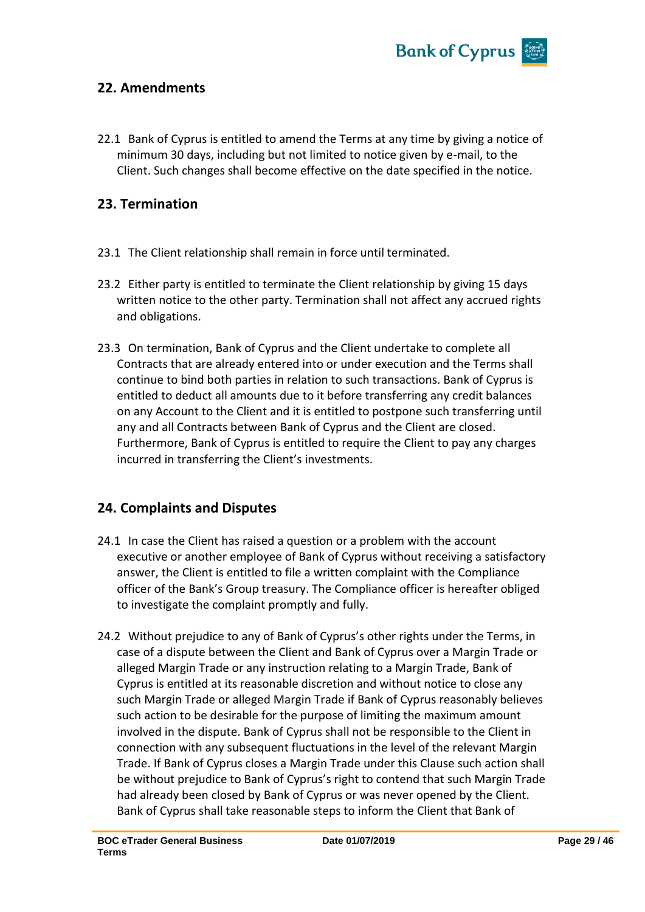## 22. Amendments

22.1 Bank of Cyprus is entitled to amend the Terms at any time by giving a notice of minimum 30 days, including but not limited to notice given by e-mail, to the Client. Such changes shall become effective on the date specified in the notice.

## 23. Termination

23.1 The Client relationship shall remain in force until terminated.

23.2 Either party is entitled to terminate the Client relationship by giving 15 days written notice to the other party. Termination shall not affect any accrued rights and obligations.

23.3 On termination, Bank of Cyprus and the Client undertake to complete all Contracts that are already entered into or under execution and the Terms shall continue to bind both parties in relation to such transactions. Bank of Cyprus is entitled to deduct all amounts due to it before transferring any credit balances on any Account to the Client and it is entitled to postpone such transferring until any and all Contracts between Bank of Cyprus and the Client are closed. Furthermore, Bank of Cyprus is entitled to require the Client to pay any charges incurred in transferring the Client's investments.

## 24. Complaints and Disputes

24.1 In case the Client has raised a question or a problem with the account executive or another employee of Bank of Cyprus without receiving a satisfactory answer, the Client is entitled to file a written complaint with the Compliance officer of the Bank's Group treasury. The Compliance officer is hereafter obliged to investigate the complaint promptly and fully.

24.2 Without prejudice to any of Bank of Cyprus's other rights under the Terms, in case of a dispute between the Client and Bank of Cyprus over a Margin Trade or alleged Margin Trade or any instruction relating to a Margin Trade, Bank of Cyprus is entitled at its reasonable discretion and without notice to close any such Margin Trade or alleged Margin Trade if Bank of Cyprus reasonably believes such action to be desirable for the purpose of limiting the maximum amount involved in the dispute. Bank of Cyprus shall not be responsible to the Client in connection with any subsequent fluctuations in the level of the relevant Margin Trade. If Bank of Cyprus closes a Margin Trade under this Clause such action shall be without prejudice to Bank of Cyprus's right to contend that such Margin Trade had already been closed by Bank of Cyprus or was never opened by the Client. Bank of Cyprus shall take reasonable steps to inform the Client that Bank of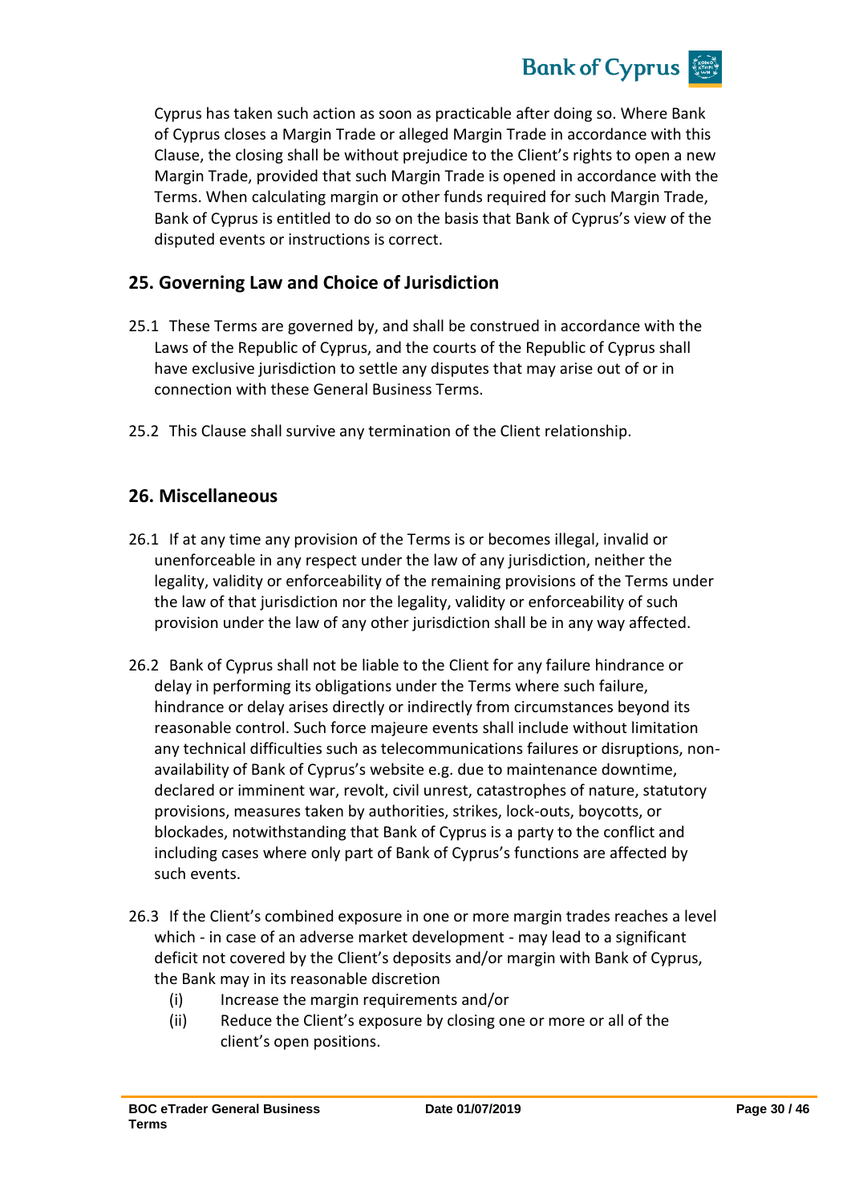Cyprus has taken such action as soon as practicable after doing so. Where Bank of Cyprus closes a Margin Trade or alleged Margin Trade in accordance with this Clause, the closing shall be without prejudice to the Client's rights to open a new Margin Trade, provided that such Margin Trade is opened in accordance with the Terms. When calculating margin or other funds required for such Margin Trade, Bank of Cyprus is entitled to do so on the basis that Bank of Cyprus's view of the disputed events or instructions is correct.

## 25. Governing Law and Choice of Jurisdiction

25.1 These Terms are governed by, and shall be construed in accordance with the Laws of the Republic of Cyprus, and the courts of the Republic of Cyprus shall have exclusive jurisdiction to settle any disputes that may arise out of or in connection with these General Business Terms.

25.2 This Clause shall survive any termination of the Client relationship.

## 26. Miscellaneous

26.1 If at any time any provision of the Terms is or becomes illegal, invalid or unenforceable in any respect under the law of any jurisdiction, neither the legality, validity or enforceability of the remaining provisions of the Terms under the law of that jurisdiction nor the legality, validity or enforceability of such provision under the law of any other jurisdiction shall be in any way affected.

26.2 Bank of Cyprus shall not be liable to the Client for any failure hindrance or delay in performing its obligations under the Terms where such failure, hindrance or delay arises directly or indirectly from circumstances beyond its reasonable control. Such force majeure events shall include without limitation any technical difficulties such as telecommunications failures or disruptions, non-availability of Bank of Cyprus's website e.g. due to maintenance downtime, declared or imminent war, revolt, civil unrest, catastrophes of nature, statutory provisions, measures taken by authorities, strikes, lock-outs, boycotts, or blockades, notwithstanding that Bank of Cyprus is a party to the conflict and including cases where only part of Bank of Cyprus's functions are affected by such events.

26.3 If the Client's combined exposure in one or more margin trades reaches a level which - in case of an adverse market development - may lead to a significant deficit not covered by the Client's deposits and/or margin with Bank of Cyprus, the Bank may in its reasonable discretion

  (i) Increase the margin requirements and/or
  (ii) Reduce the Client's exposure by closing one or more or all of the client's open positions.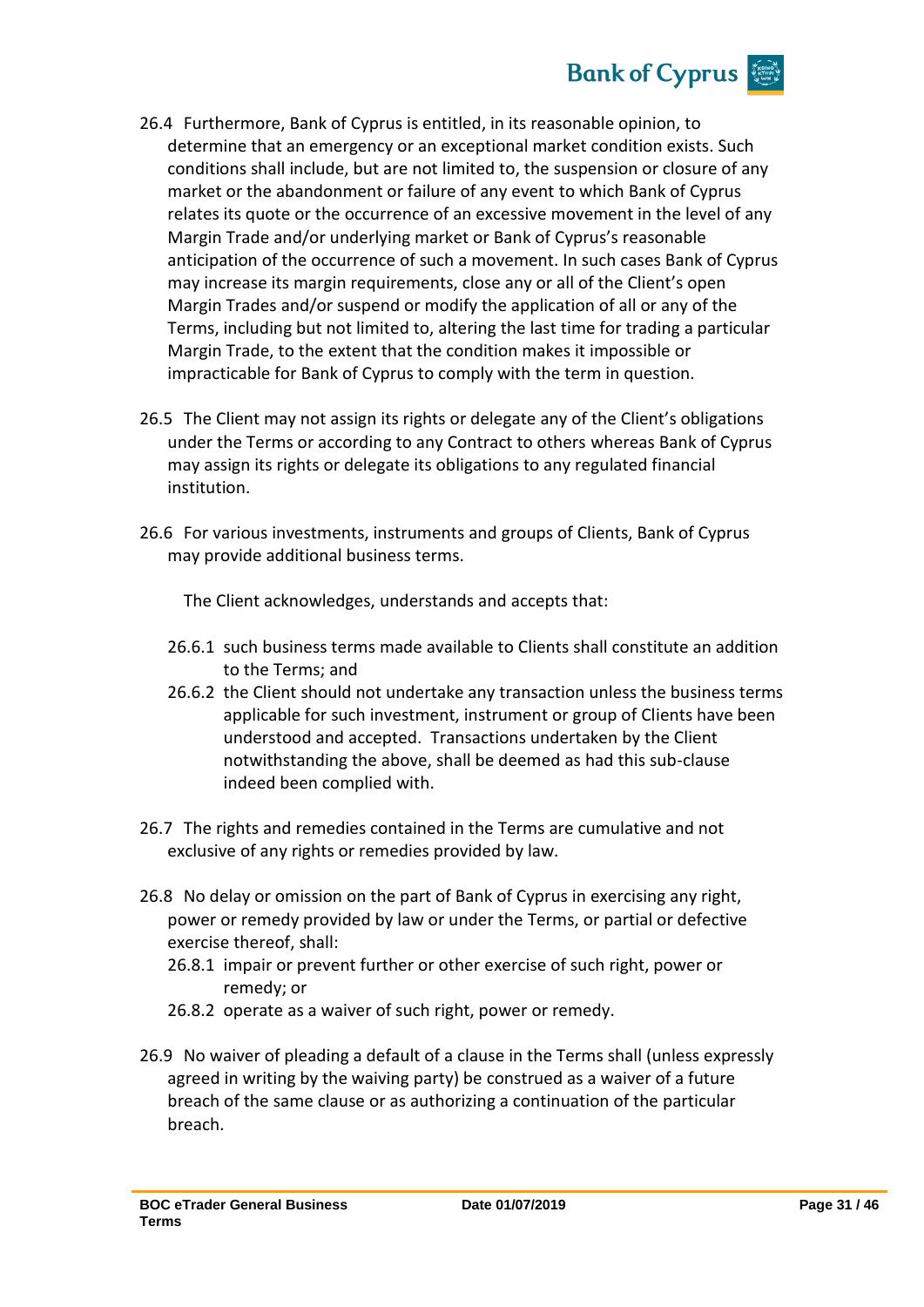26.4 Furthermore, Bank of Cyprus is entitled, in its reasonable opinion, to determine that an emergency or an exceptional market condition exists. Such conditions shall include, but are not limited to, the suspension or closure of any market or the abandonment or failure of any event to which Bank of Cyprus relates its quote or the occurrence of an excessive movement in the level of any Margin Trade and/or underlying market or Bank of Cyprus's reasonable anticipation of the occurrence of such a movement. In such cases Bank of Cyprus may increase its margin requirements, close any or all of the Client's open Margin Trades and/or suspend or modify the application of all or any of the Terms, including but not limited to, altering the last time for trading a particular Margin Trade, to the extent that the condition makes it impossible or impracticable for Bank of Cyprus to comply with the term in question.

26.5 The Client may not assign its rights or delegate any of the Client's obligations under the Terms or according to any Contract to others whereas Bank of Cyprus may assign its rights or delegate its obligations to any regulated financial institution.

26.6 For various investments, instruments and groups of Clients, Bank of Cyprus may provide additional business terms.

The Client acknowledges, understands and accepts that:

26.6.1 such business terms made available to Clients shall constitute an addition to the Terms; and

26.6.2 the Client should not undertake any transaction unless the business terms applicable for such investment, instrument or group of Clients have been understood and accepted. Transactions undertaken by the Client notwithstanding the above, shall be deemed as had this sub-clause indeed been complied with.

26.7 The rights and remedies contained in the Terms are cumulative and not exclusive of any rights or remedies provided by law.

26.8 No delay or omission on the part of Bank of Cyprus in exercising any right, power or remedy provided by law or under the Terms, or partial or defective exercise thereof, shall:

26.8.1 impair or prevent further or other exercise of such right, power or remedy; or

26.8.2 operate as a waiver of such right, power or remedy.

26.9 No waiver of pleading a default of a clause in the Terms shall (unless expressly agreed in writing by the waiving party) be construed as a waiver of a future breach of the same clause or as authorizing a continuation of the particular breach.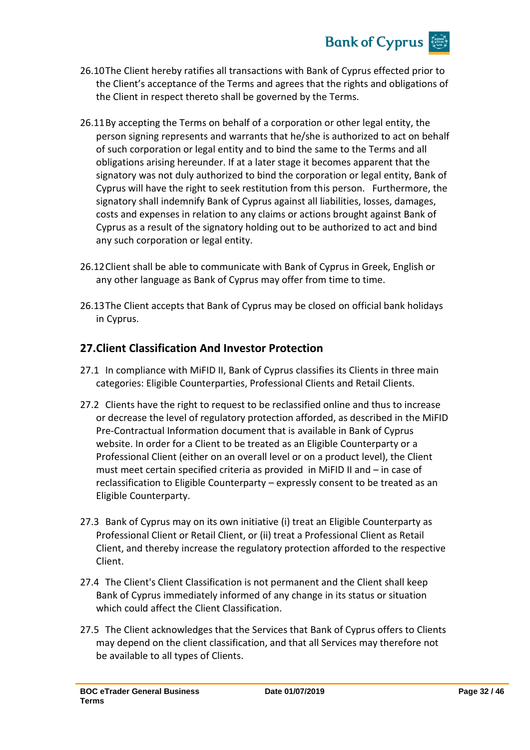26.10 The Client hereby ratifies all transactions with Bank of Cyprus effected prior to the Client's acceptance of the Terms and agrees that the rights and obligations of the Client in respect thereto shall be governed by the Terms.

26.11 By accepting the Terms on behalf of a corporation or other legal entity, the person signing represents and warrants that he/she is authorized to act on behalf of such corporation or legal entity and to bind the same to the Terms and all obligations arising hereunder. If at a later stage it becomes apparent that the signatory was not duly authorized to bind the corporation or legal entity, Bank of Cyprus will have the right to seek restitution from this person. Furthermore, the signatory shall indemnify Bank of Cyprus against all liabilities, losses, damages, costs and expenses in relation to any claims or actions brought against Bank of Cyprus as a result of the signatory holding out to be authorized to act and bind any such corporation or legal entity.

26.12 Client shall be able to communicate with Bank of Cyprus in Greek, English or any other language as Bank of Cyprus may offer from time to time.

26.13 The Client accepts that Bank of Cyprus may be closed on official bank holidays in Cyprus.

## 27. Client Classification And Investor Protection

27.1 In compliance with MiFID II, Bank of Cyprus classifies its Clients in three main categories: Eligible Counterparties, Professional Clients and Retail Clients.

27.2 Clients have the right to request to be reclassified online and thus to increase or decrease the level of regulatory protection afforded, as described in the MiFID Pre-Contractual Information document that is available in Bank of Cyprus website. In order for a Client to be treated as an Eligible Counterparty or a Professional Client (either on an overall level or on a product level), the Client must meet certain specified criteria as provided in MiFID II and – in case of reclassification to Eligible Counterparty – expressly consent to be treated as an Eligible Counterparty.

27.3 Bank of Cyprus may on its own initiative (i) treat an Eligible Counterparty as Professional Client or Retail Client, or (ii) treat a Professional Client as Retail Client, and thereby increase the regulatory protection afforded to the respective Client.

27.4 The Client's Client Classification is not permanent and the Client shall keep Bank of Cyprus immediately informed of any change in its status or situation which could affect the Client Classification.

27.5 The Client acknowledges that the Services that Bank of Cyprus offers to Clients may depend on the client classification, and that all Services may therefore not be available to all types of Clients.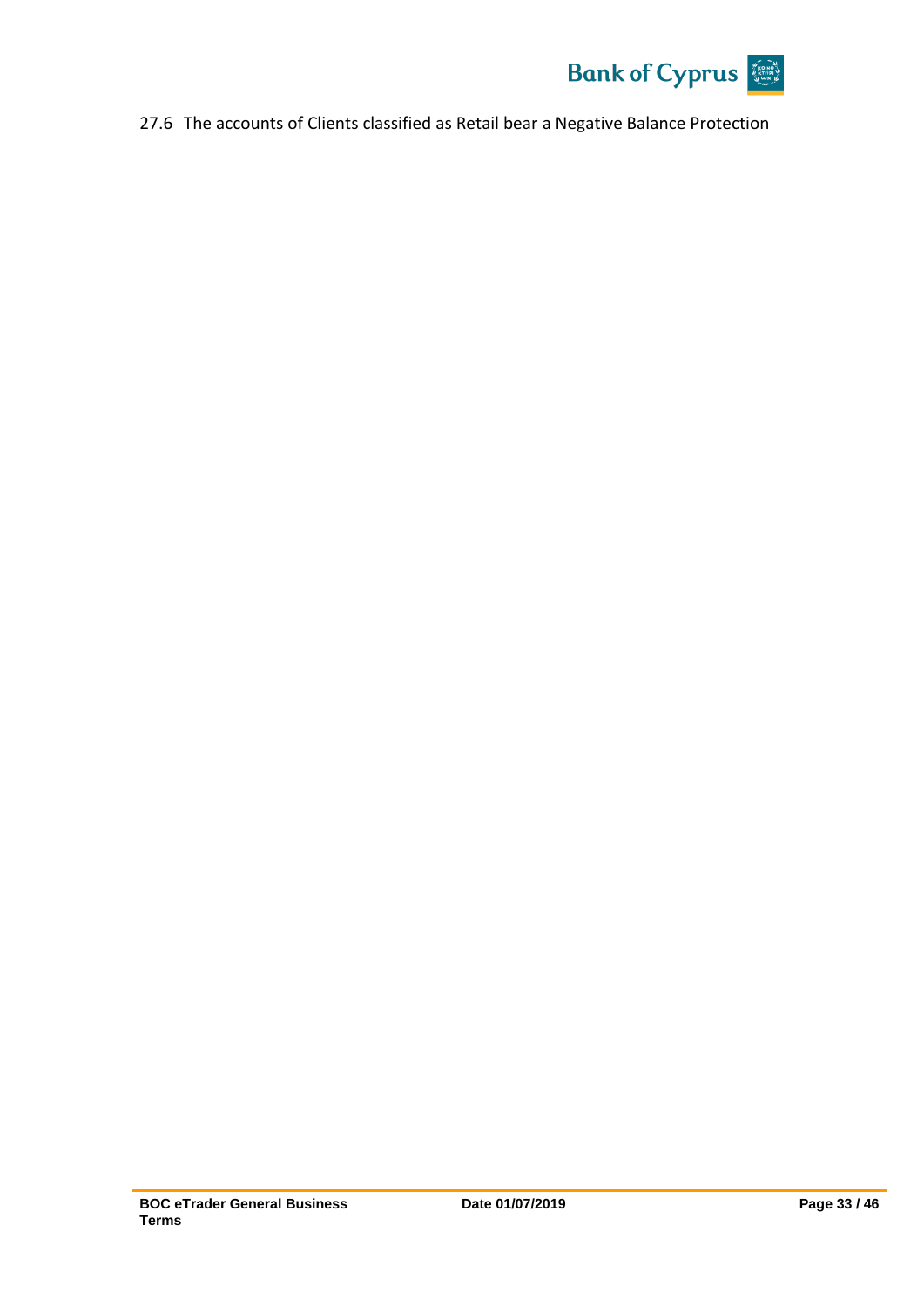27.6 The accounts of Clients classified as Retail bear a Negative Balance Protection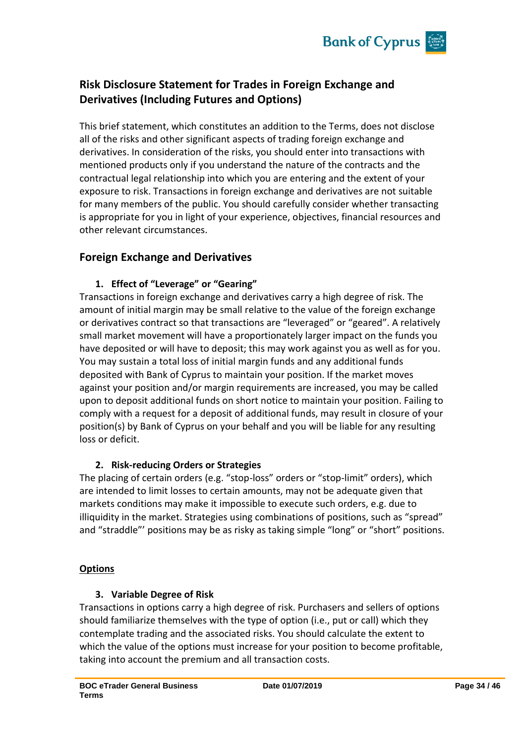## Risk Disclosure Statement for Trades in Foreign Exchange and Derivatives (Including Futures and Options)

This brief statement, which constitutes an addition to the Terms, does not disclose all of the risks and other significant aspects of trading foreign exchange and derivatives. In consideration of the risks, you should enter into transactions with mentioned products only if you understand the nature of the contracts and the contractual legal relationship into which you are entering and the extent of your exposure to risk. Transactions in foreign exchange and derivatives are not suitable for many members of the public. You should carefully consider whether transacting is appropriate for you in light of your experience, objectives, financial resources and other relevant circumstances.

## Foreign Exchange and Derivatives

### 1. Effect of "Leverage" or "Gearing"

Transactions in foreign exchange and derivatives carry a high degree of risk. The amount of initial margin may be small relative to the value of the foreign exchange or derivatives contract so that transactions are "leveraged" or "geared". A relatively small market movement will have a proportionately larger impact on the funds you have deposited or will have to deposit; this may work against you as well as for you. You may sustain a total loss of initial margin funds and any additional funds deposited with Bank of Cyprus to maintain your position. If the market moves against your position and/or margin requirements are increased, you may be called upon to deposit additional funds on short notice to maintain your position. Failing to comply with a request for a deposit of additional funds, may result in closure of your position(s) by Bank of Cyprus on your behalf and you will be liable for any resulting loss or deficit.

### 2. Risk-reducing Orders or Strategies

The placing of certain orders (e.g. "stop-loss" orders or "stop-limit" orders), which are intended to limit losses to certain amounts, may not be adequate given that markets conditions may make it impossible to execute such orders, e.g. due to illiquidity in the market. Strategies using combinations of positions, such as "spread" and "straddle"' positions may be as risky as taking simple "long" or "short" positions.

**Options**

### 3. Variable Degree of Risk

Transactions in options carry a high degree of risk. Purchasers and sellers of options should familiarize themselves with the type of option (i.e., put or call) which they contemplate trading and the associated risks. You should calculate the extent to which the value of the options must increase for your position to become profitable, taking into account the premium and all transaction costs.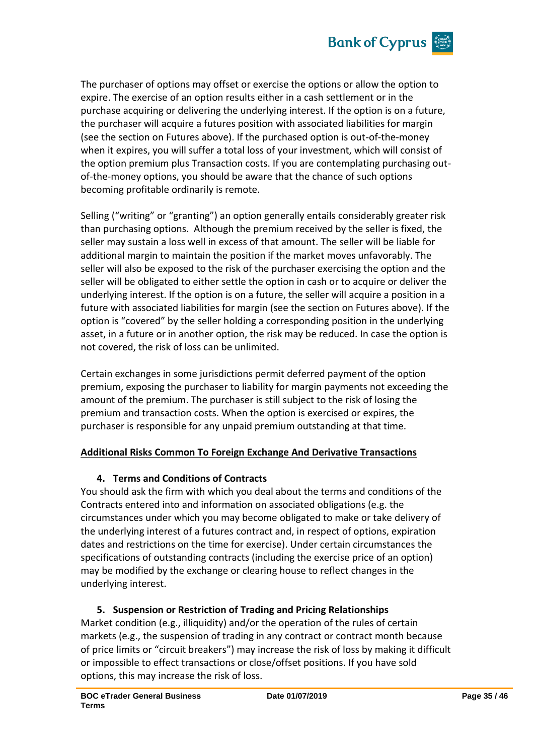The purchaser of options may offset or exercise the options or allow the option to expire. The exercise of an option results either in a cash settlement or in the purchase acquiring or delivering the underlying interest. If the option is on a future, the purchaser will acquire a futures position with associated liabilities for margin (see the section on Futures above). If the purchased option is out-of-the-money when it expires, you will suffer a total loss of your investment, which will consist of the option premium plus Transaction costs. If you are contemplating purchasing out-of-the-money options, you should be aware that the chance of such options becoming profitable ordinarily is remote.

Selling ("writing" or "granting") an option generally entails considerably greater risk than purchasing options. Although the premium received by the seller is fixed, the seller may sustain a loss well in excess of that amount. The seller will be liable for additional margin to maintain the position if the market moves unfavorably. The seller will also be exposed to the risk of the purchaser exercising the option and the seller will be obligated to either settle the option in cash or to acquire or deliver the underlying interest. If the option is on a future, the seller will acquire a position in a future with associated liabilities for margin (see the section on Futures above). If the option is "covered" by the seller holding a corresponding position in the underlying asset, in a future or in another option, the risk may be reduced. In case the option is not covered, the risk of loss can be unlimited.

Certain exchanges in some jurisdictions permit deferred payment of the option premium, exposing the purchaser to liability for margin payments not exceeding the amount of the premium. The purchaser is still subject to the risk of losing the premium and transaction costs. When the option is exercised or expires, the purchaser is responsible for any unpaid premium outstanding at that time.

**Additional Risks Common To Foreign Exchange And Derivative Transactions**

**4. Terms and Conditions of Contracts**

You should ask the firm with which you deal about the terms and conditions of the Contracts entered into and information on associated obligations (e.g. the circumstances under which you may become obligated to make or take delivery of the underlying interest of a futures contract and, in respect of options, expiration dates and restrictions on the time for exercise). Under certain circumstances the specifications of outstanding contracts (including the exercise price of an option) may be modified by the exchange or clearing house to reflect changes in the underlying interest.

**5. Suspension or Restriction of Trading and Pricing Relationships**

Market condition (e.g., illiquidity) and/or the operation of the rules of certain markets (e.g., the suspension of trading in any contract or contract month because of price limits or "circuit breakers") may increase the risk of loss by making it difficult or impossible to effect transactions or close/offset positions. If you have sold options, this may increase the risk of loss.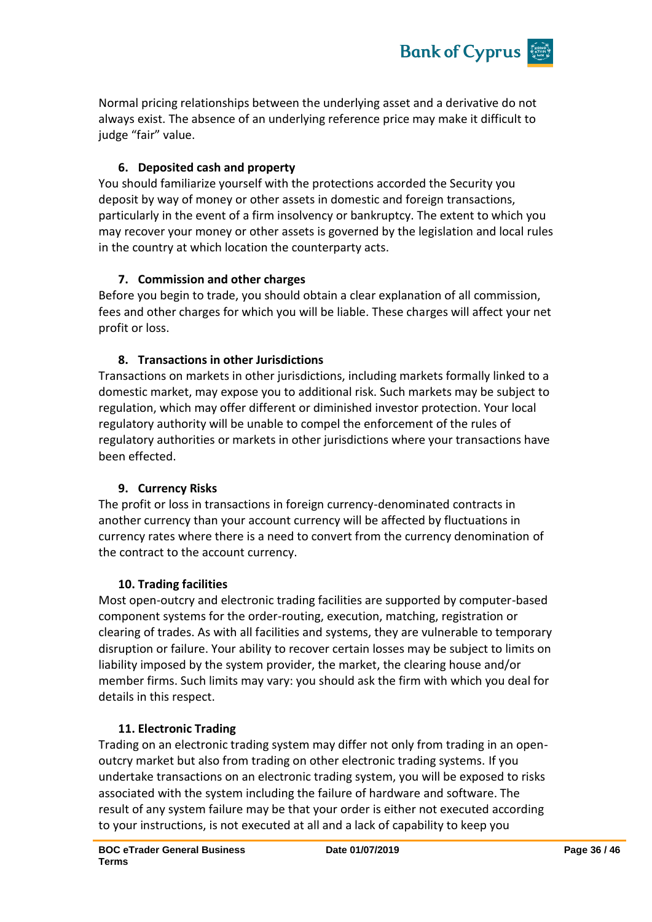Normal pricing relationships between the underlying asset and a derivative do not always exist. The absence of an underlying reference price may make it difficult to judge "fair" value.

**6. Deposited cash and property**

You should familiarize yourself with the protections accorded the Security you deposit by way of money or other assets in domestic and foreign transactions, particularly in the event of a firm insolvency or bankruptcy. The extent to which you may recover your money or other assets is governed by the legislation and local rules in the country at which location the counterparty acts.

**7. Commission and other charges**

Before you begin to trade, you should obtain a clear explanation of all commission, fees and other charges for which you will be liable. These charges will affect your net profit or loss.

**8. Transactions in other Jurisdictions**

Transactions on markets in other jurisdictions, including markets formally linked to a domestic market, may expose you to additional risk. Such markets may be subject to regulation, which may offer different or diminished investor protection. Your local regulatory authority will be unable to compel the enforcement of the rules of regulatory authorities or markets in other jurisdictions where your transactions have been effected.

**9. Currency Risks**

The profit or loss in transactions in foreign currency-denominated contracts in another currency than your account currency will be affected by fluctuations in currency rates where there is a need to convert from the currency denomination of the contract to the account currency.

**10. Trading facilities**

Most open-outcry and electronic trading facilities are supported by computer-based component systems for the order-routing, execution, matching, registration or clearing of trades. As with all facilities and systems, they are vulnerable to temporary disruption or failure. Your ability to recover certain losses may be subject to limits on liability imposed by the system provider, the market, the clearing house and/or member firms. Such limits may vary: you should ask the firm with which you deal for details in this respect.

**11. Electronic Trading**

Trading on an electronic trading system may differ not only from trading in an open-outcry market but also from trading on other electronic trading systems. If you undertake transactions on an electronic trading system, you will be exposed to risks associated with the system including the failure of hardware and software. The result of any system failure may be that your order is either not executed according to your instructions, is not executed at all and a lack of capability to keep you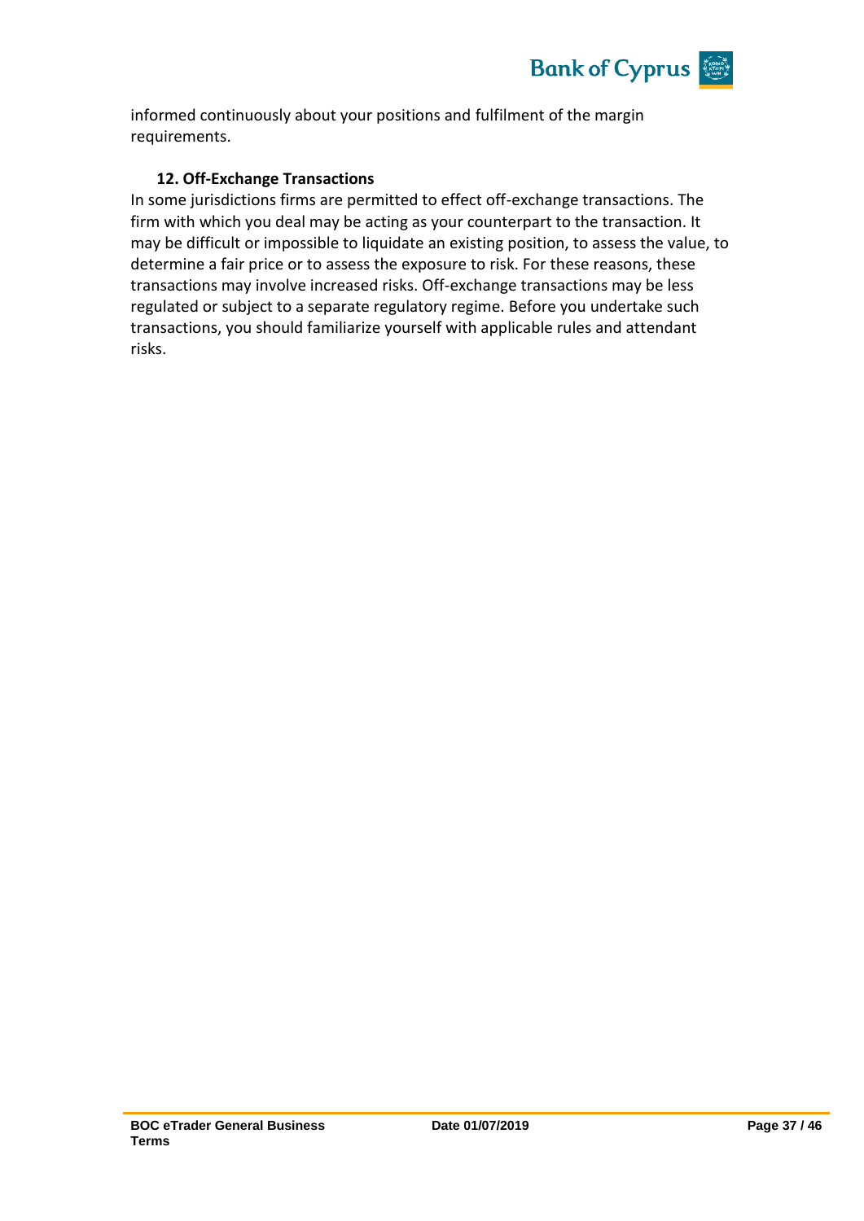informed continuously about your positions and fulfilment of the margin requirements.

### 12. Off-Exchange Transactions

In some jurisdictions firms are permitted to effect off-exchange transactions. The firm with which you deal may be acting as your counterpart to the transaction. It may be difficult or impossible to liquidate an existing position, to assess the value, to determine a fair price or to assess the exposure to risk. For these reasons, these transactions may involve increased risks. Off-exchange transactions may be less regulated or subject to a separate regulatory regime. Before you undertake such transactions, you should familiarize yourself with applicable rules and attendant risks.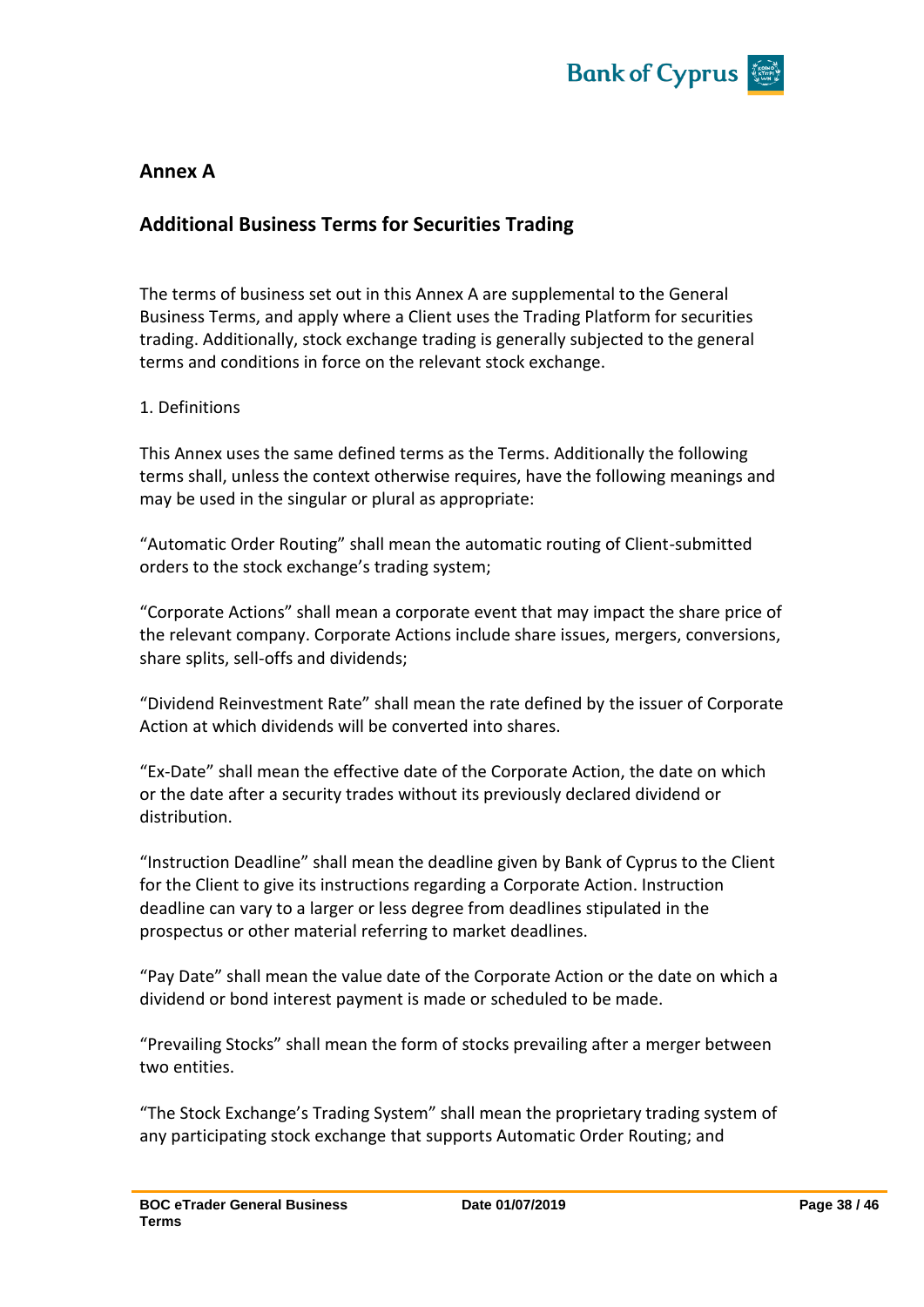## Annex A

## Additional Business Terms for Securities Trading

The terms of business set out in this Annex A are supplemental to the General Business Terms, and apply where a Client uses the Trading Platform for securities trading. Additionally, stock exchange trading is generally subjected to the general terms and conditions in force on the relevant stock exchange.

1. Definitions

This Annex uses the same defined terms as the Terms. Additionally the following terms shall, unless the context otherwise requires, have the following meanings and may be used in the singular or plural as appropriate:

“Automatic Order Routing” shall mean the automatic routing of Client-submitted orders to the stock exchange’s trading system;

“Corporate Actions” shall mean a corporate event that may impact the share price of the relevant company. Corporate Actions include share issues, mergers, conversions, share splits, sell-offs and dividends;

“Dividend Reinvestment Rate” shall mean the rate defined by the issuer of Corporate Action at which dividends will be converted into shares.

“Ex-Date” shall mean the effective date of the Corporate Action, the date on which or the date after a security trades without its previously declared dividend or distribution.

“Instruction Deadline” shall mean the deadline given by Bank of Cyprus to the Client for the Client to give its instructions regarding a Corporate Action. Instruction deadline can vary to a larger or less degree from deadlines stipulated in the prospectus or other material referring to market deadlines.

“Pay Date” shall mean the value date of the Corporate Action or the date on which a dividend or bond interest payment is made or scheduled to be made.

“Prevailing Stocks” shall mean the form of stocks prevailing after a merger between two entities.

“The Stock Exchange’s Trading System” shall mean the proprietary trading system of any participating stock exchange that supports Automatic Order Routing; and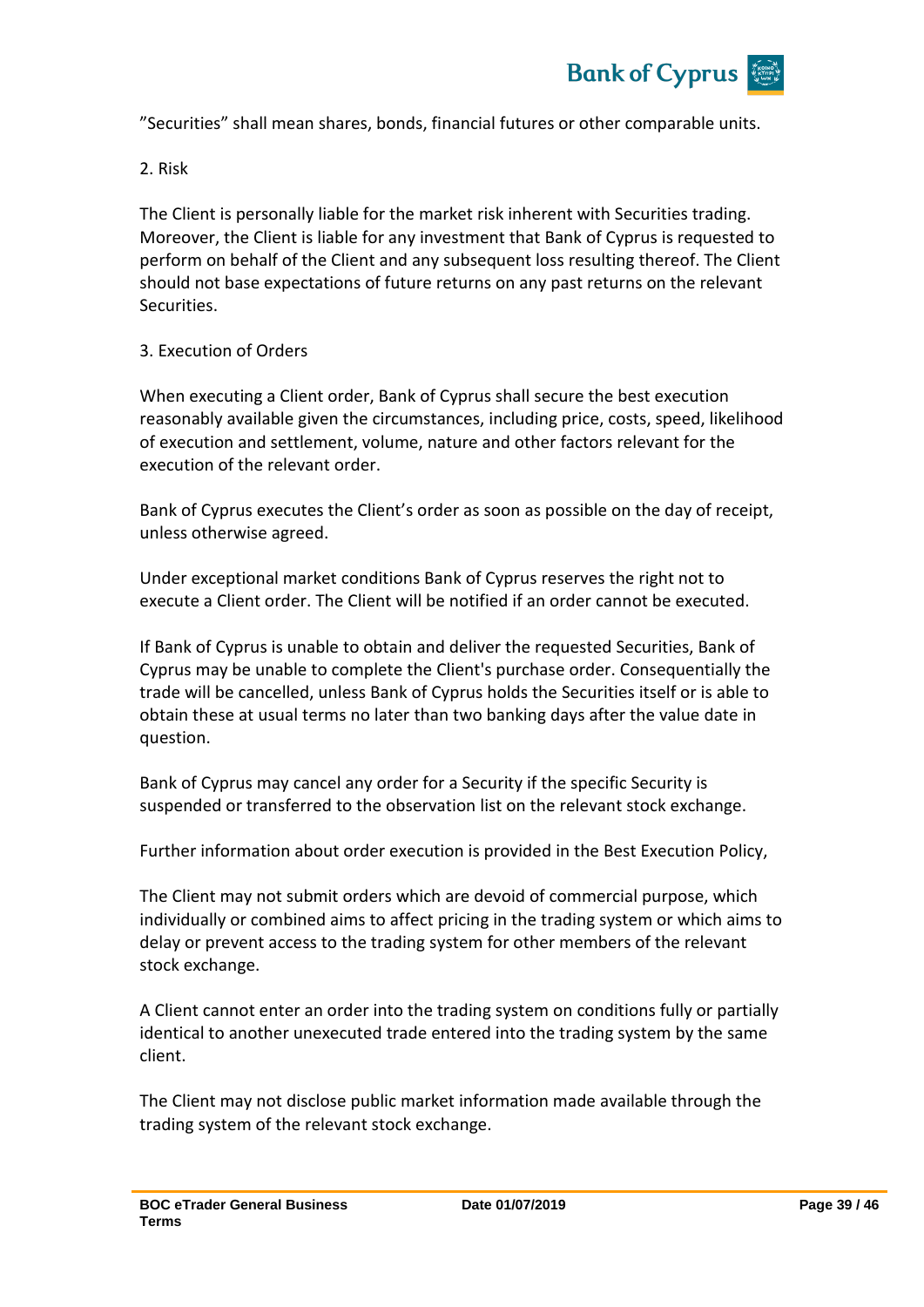”Securities” shall mean shares, bonds, financial futures or other comparable units.

## 2. Risk

The Client is personally liable for the market risk inherent with Securities trading. Moreover, the Client is liable for any investment that Bank of Cyprus is requested to perform on behalf of the Client and any subsequent loss resulting thereof. The Client should not base expectations of future returns on any past returns on the relevant Securities.

## 3. Execution of Orders

When executing a Client order, Bank of Cyprus shall secure the best execution reasonably available given the circumstances, including price, costs, speed, likelihood of execution and settlement, volume, nature and other factors relevant for the execution of the relevant order.

Bank of Cyprus executes the Client’s order as soon as possible on the day of receipt, unless otherwise agreed.

Under exceptional market conditions Bank of Cyprus reserves the right not to execute a Client order. The Client will be notified if an order cannot be executed.

If Bank of Cyprus is unable to obtain and deliver the requested Securities, Bank of Cyprus may be unable to complete the Client's purchase order. Consequentially the trade will be cancelled, unless Bank of Cyprus holds the Securities itself or is able to obtain these at usual terms no later than two banking days after the value date in question.

Bank of Cyprus may cancel any order for a Security if the specific Security is suspended or transferred to the observation list on the relevant stock exchange.

Further information about order execution is provided in the Best Execution Policy,

The Client may not submit orders which are devoid of commercial purpose, which individually or combined aims to affect pricing in the trading system or which aims to delay or prevent access to the trading system for other members of the relevant stock exchange.

A Client cannot enter an order into the trading system on conditions fully or partially identical to another unexecuted trade entered into the trading system by the same client.

The Client may not disclose public market information made available through the trading system of the relevant stock exchange.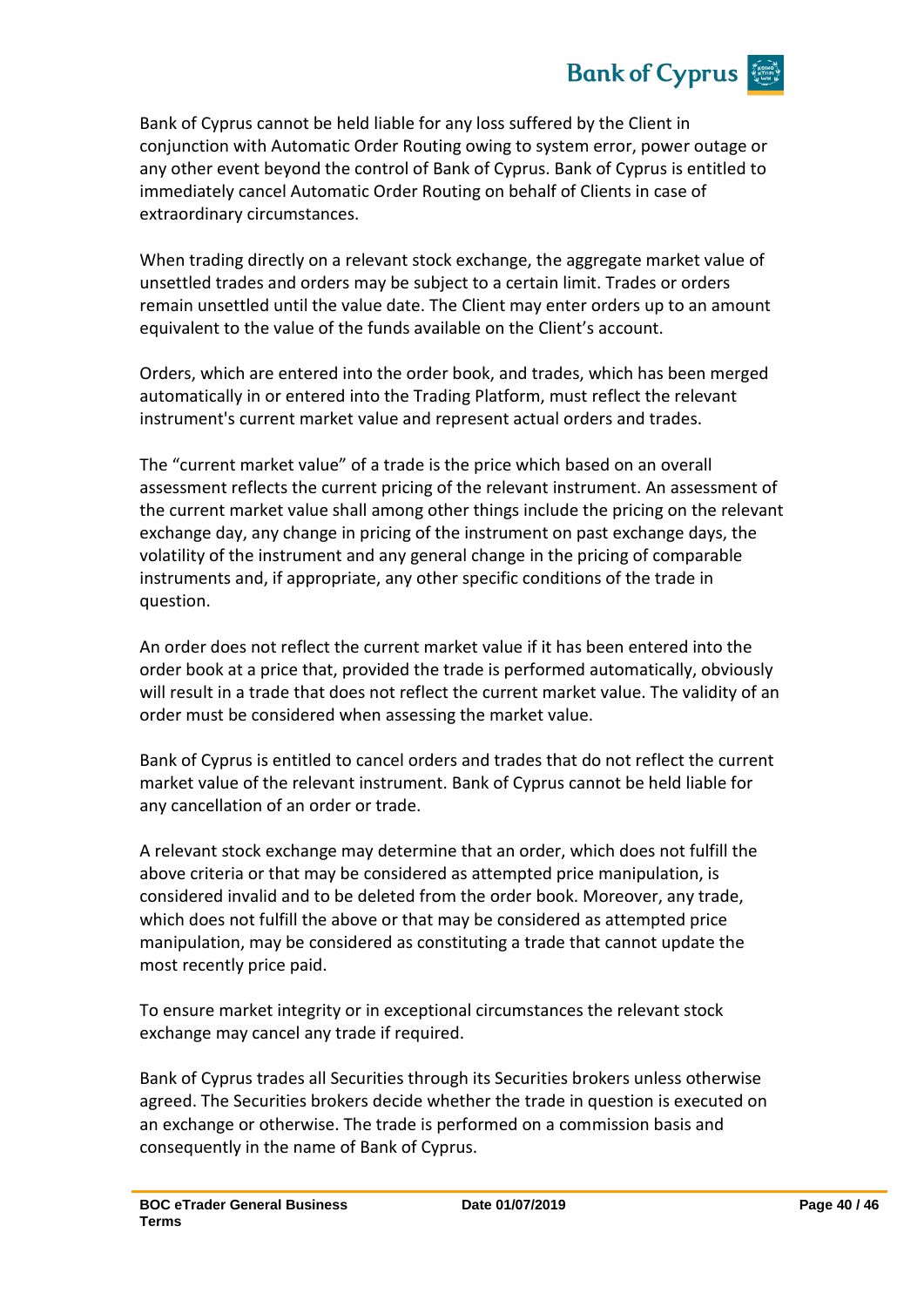Bank of Cyprus cannot be held liable for any loss suffered by the Client in conjunction with Automatic Order Routing owing to system error, power outage or any other event beyond the control of Bank of Cyprus. Bank of Cyprus is entitled to immediately cancel Automatic Order Routing on behalf of Clients in case of extraordinary circumstances.

When trading directly on a relevant stock exchange, the aggregate market value of unsettled trades and orders may be subject to a certain limit. Trades or orders remain unsettled until the value date. The Client may enter orders up to an amount equivalent to the value of the funds available on the Client's account.

Orders, which are entered into the order book, and trades, which has been merged automatically in or entered into the Trading Platform, must reflect the relevant instrument's current market value and represent actual orders and trades.

The "current market value" of a trade is the price which based on an overall assessment reflects the current pricing of the relevant instrument. An assessment of the current market value shall among other things include the pricing on the relevant exchange day, any change in pricing of the instrument on past exchange days, the volatility of the instrument and any general change in the pricing of comparable instruments and, if appropriate, any other specific conditions of the trade in question.

An order does not reflect the current market value if it has been entered into the order book at a price that, provided the trade is performed automatically, obviously will result in a trade that does not reflect the current market value. The validity of an order must be considered when assessing the market value.

Bank of Cyprus is entitled to cancel orders and trades that do not reflect the current market value of the relevant instrument. Bank of Cyprus cannot be held liable for any cancellation of an order or trade.

A relevant stock exchange may determine that an order, which does not fulfill the above criteria or that may be considered as attempted price manipulation, is considered invalid and to be deleted from the order book. Moreover, any trade, which does not fulfill the above or that may be considered as attempted price manipulation, may be considered as constituting a trade that cannot update the most recently price paid.

To ensure market integrity or in exceptional circumstances the relevant stock exchange may cancel any trade if required.

Bank of Cyprus trades all Securities through its Securities brokers unless otherwise agreed. The Securities brokers decide whether the trade in question is executed on an exchange or otherwise. The trade is performed on a commission basis and consequently in the name of Bank of Cyprus.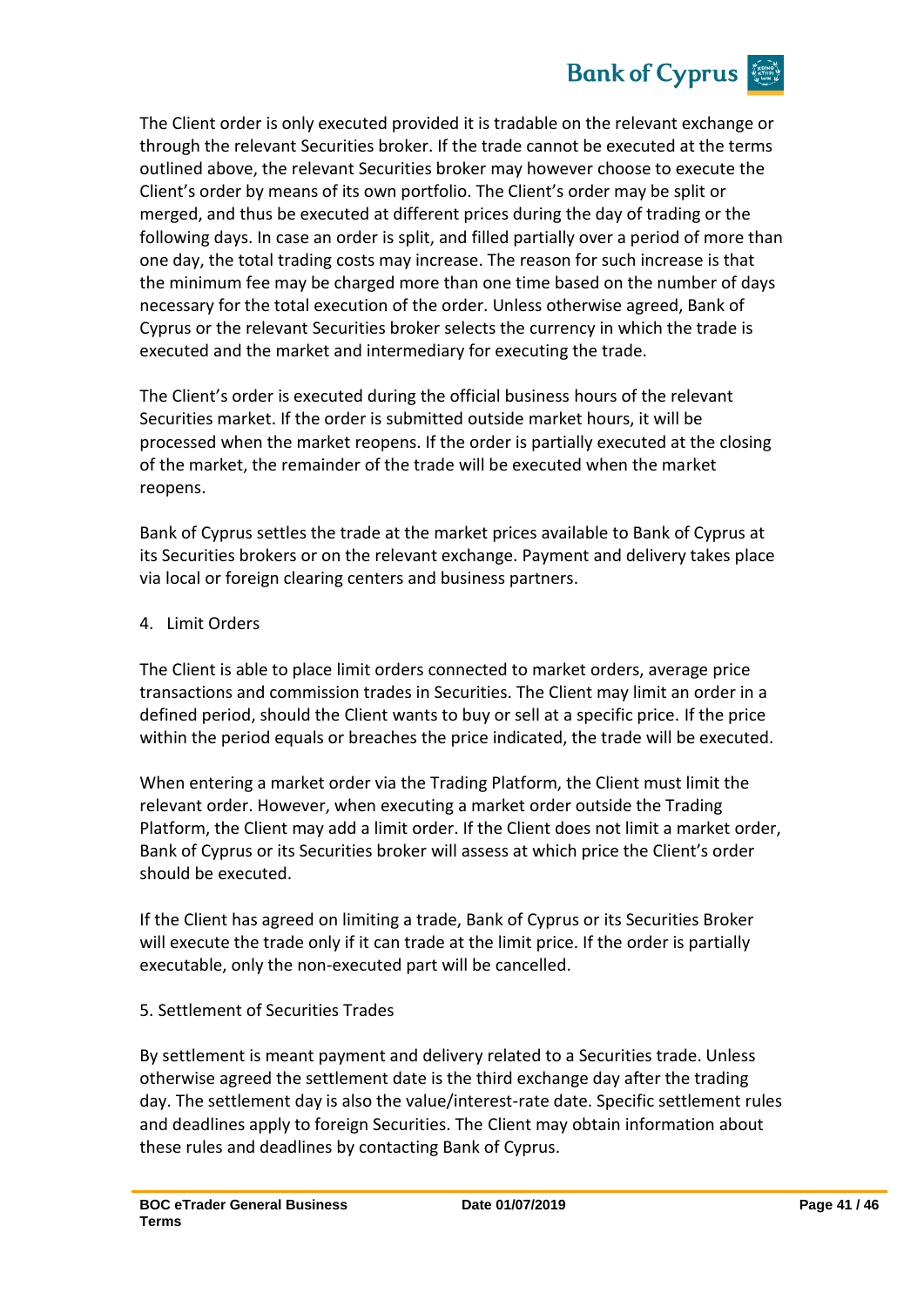The Client order is only executed provided it is tradable on the relevant exchange or through the relevant Securities broker. If the trade cannot be executed at the terms outlined above, the relevant Securities broker may however choose to execute the Client's order by means of its own portfolio. The Client's order may be split or merged, and thus be executed at different prices during the day of trading or the following days. In case an order is split, and filled partially over a period of more than one day, the total trading costs may increase. The reason for such increase is that the minimum fee may be charged more than one time based on the number of days necessary for the total execution of the order. Unless otherwise agreed, Bank of Cyprus or the relevant Securities broker selects the currency in which the trade is executed and the market and intermediary for executing the trade.

The Client's order is executed during the official business hours of the relevant Securities market. If the order is submitted outside market hours, it will be processed when the market reopens. If the order is partially executed at the closing of the market, the remainder of the trade will be executed when the market reopens.

Bank of Cyprus settles the trade at the market prices available to Bank of Cyprus at its Securities brokers or on the relevant exchange. Payment and delivery takes place via local or foreign clearing centers and business partners.

4. Limit Orders

The Client is able to place limit orders connected to market orders, average price transactions and commission trades in Securities. The Client may limit an order in a defined period, should the Client wants to buy or sell at a specific price. If the price within the period equals or breaches the price indicated, the trade will be executed.

When entering a market order via the Trading Platform, the Client must limit the relevant order. However, when executing a market order outside the Trading Platform, the Client may add a limit order. If the Client does not limit a market order, Bank of Cyprus or its Securities broker will assess at which price the Client's order should be executed.

If the Client has agreed on limiting a trade, Bank of Cyprus or its Securities Broker will execute the trade only if it can trade at the limit price. If the order is partially executable, only the non-executed part will be cancelled.

5. Settlement of Securities Trades

By settlement is meant payment and delivery related to a Securities trade. Unless otherwise agreed the settlement date is the third exchange day after the trading day. The settlement day is also the value/interest-rate date. Specific settlement rules and deadlines apply to foreign Securities. The Client may obtain information about these rules and deadlines by contacting Bank of Cyprus.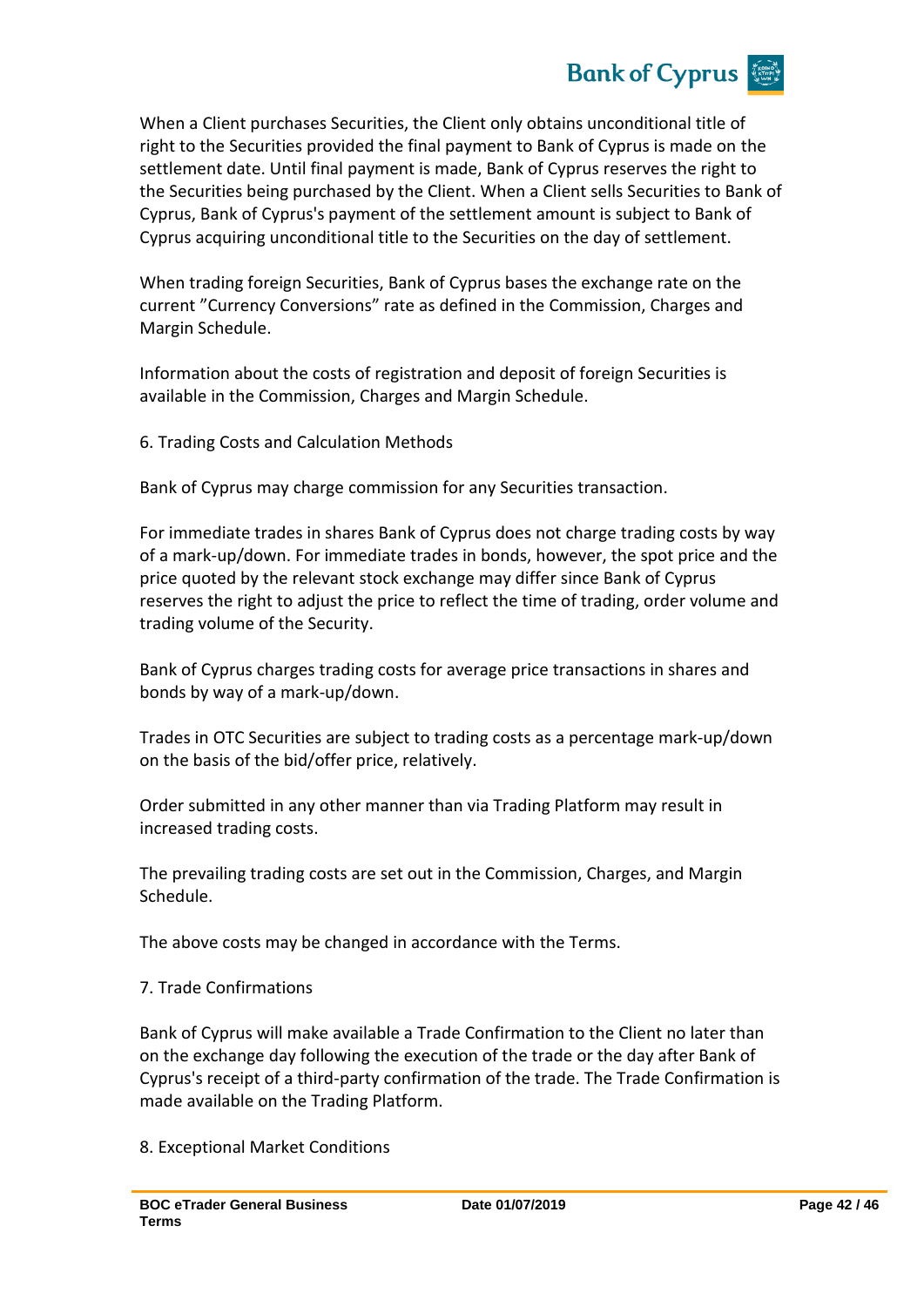When a Client purchases Securities, the Client only obtains unconditional title of right to the Securities provided the final payment to Bank of Cyprus is made on the settlement date. Until final payment is made, Bank of Cyprus reserves the right to the Securities being purchased by the Client. When a Client sells Securities to Bank of Cyprus, Bank of Cyprus's payment of the settlement amount is subject to Bank of Cyprus acquiring unconditional title to the Securities on the day of settlement.

When trading foreign Securities, Bank of Cyprus bases the exchange rate on the current "Currency Conversions" rate as defined in the Commission, Charges and Margin Schedule.

Information about the costs of registration and deposit of foreign Securities is available in the Commission, Charges and Margin Schedule.

## 6. Trading Costs and Calculation Methods

Bank of Cyprus may charge commission for any Securities transaction.

For immediate trades in shares Bank of Cyprus does not charge trading costs by way of a mark-up/down. For immediate trades in bonds, however, the spot price and the price quoted by the relevant stock exchange may differ since Bank of Cyprus reserves the right to adjust the price to reflect the time of trading, order volume and trading volume of the Security.

Bank of Cyprus charges trading costs for average price transactions in shares and bonds by way of a mark-up/down.

Trades in OTC Securities are subject to trading costs as a percentage mark-up/down on the basis of the bid/offer price, relatively.

Order submitted in any other manner than via Trading Platform may result in increased trading costs.

The prevailing trading costs are set out in the Commission, Charges, and Margin Schedule.

The above costs may be changed in accordance with the Terms.

## 7. Trade Confirmations

Bank of Cyprus will make available a Trade Confirmation to the Client no later than on the exchange day following the execution of the trade or the day after Bank of Cyprus's receipt of a third-party confirmation of the trade. The Trade Confirmation is made available on the Trading Platform.

## 8. Exceptional Market Conditions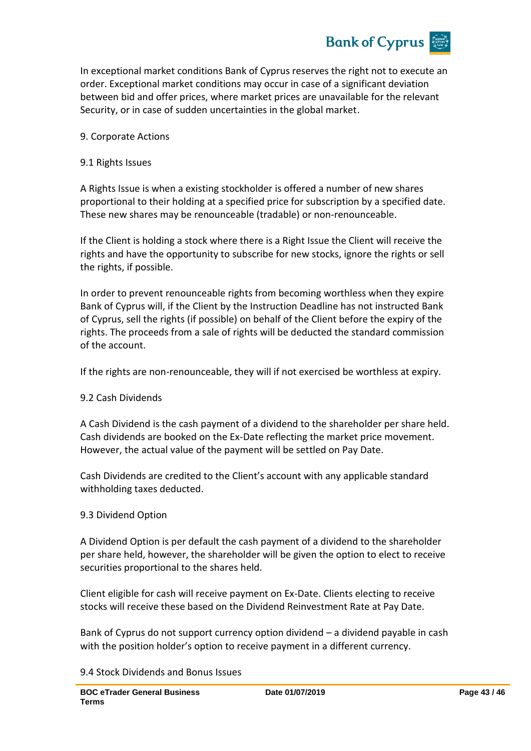In exceptional market conditions Bank of Cyprus reserves the right not to execute an order. Exceptional market conditions may occur in case of a significant deviation between bid and offer prices, where market prices are unavailable for the relevant Security, or in case of sudden uncertainties in the global market.

## 9. Corporate Actions

### 9.1 Rights Issues

A Rights Issue is when a existing stockholder is offered a number of new shares proportional to their holding at a specified price for subscription by a specified date. These new shares may be renounceable (tradable) or non-renounceable.

If the Client is holding a stock where there is a Right Issue the Client will receive the rights and have the opportunity to subscribe for new stocks, ignore the rights or sell the rights, if possible.

In order to prevent renounceable rights from becoming worthless when they expire Bank of Cyprus will, if the Client by the Instruction Deadline has not instructed Bank of Cyprus, sell the rights (if possible) on behalf of the Client before the expiry of the rights. The proceeds from a sale of rights will be deducted the standard commission of the account.

If the rights are non-renounceable, they will if not exercised be worthless at expiry.

### 9.2 Cash Dividends

A Cash Dividend is the cash payment of a dividend to the shareholder per share held. Cash dividends are booked on the Ex-Date reflecting the market price movement. However, the actual value of the payment will be settled on Pay Date.

Cash Dividends are credited to the Client's account with any applicable standard withholding taxes deducted.

### 9.3 Dividend Option

A Dividend Option is per default the cash payment of a dividend to the shareholder per share held, however, the shareholder will be given the option to elect to receive securities proportional to the shares held.

Client eligible for cash will receive payment on Ex-Date. Clients electing to receive stocks will receive these based on the Dividend Reinvestment Rate at Pay Date.

Bank of Cyprus do not support currency option dividend – a dividend payable in cash with the position holder's option to receive payment in a different currency.

### 9.4 Stock Dividends and Bonus Issues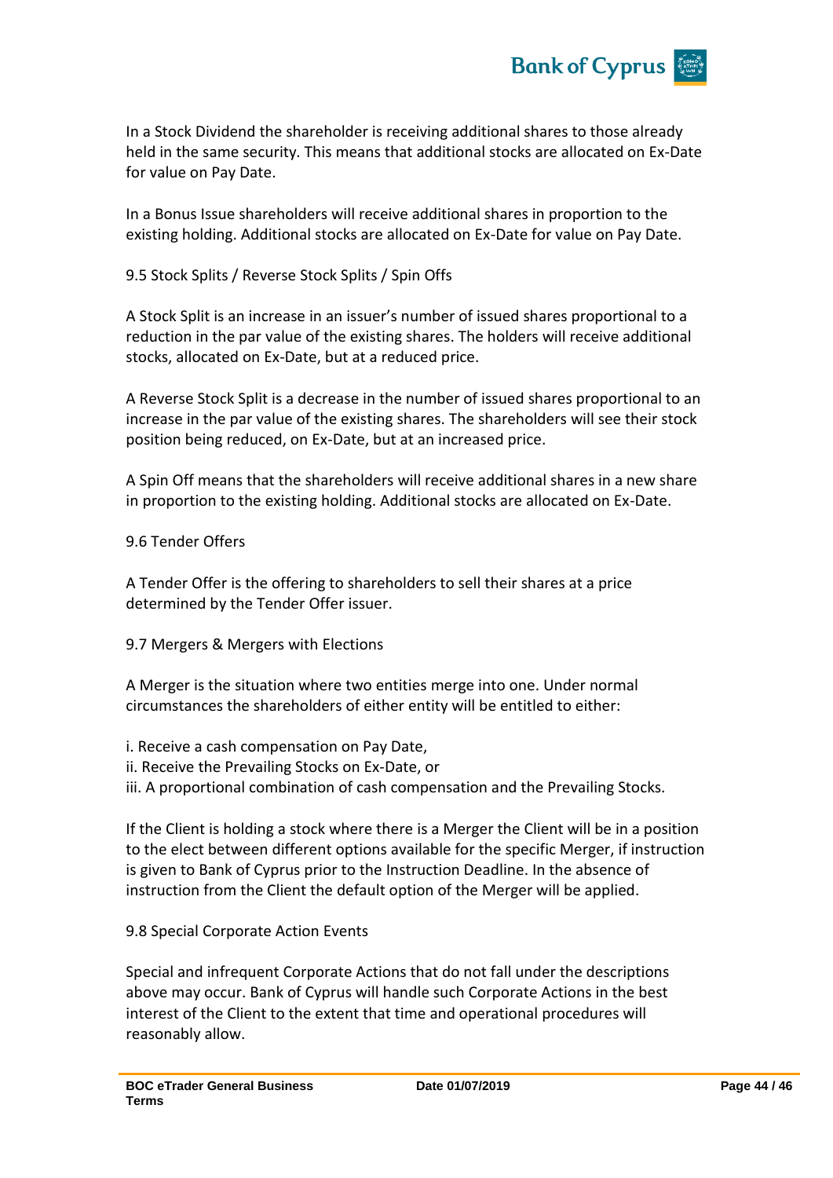In a Stock Dividend the shareholder is receiving additional shares to those already held in the same security. This means that additional stocks are allocated on Ex-Date for value on Pay Date.

In a Bonus Issue shareholders will receive additional shares in proportion to the existing holding. Additional stocks are allocated on Ex-Date for value on Pay Date.

### 9.5 Stock Splits / Reverse Stock Splits / Spin Offs

A Stock Split is an increase in an issuer's number of issued shares proportional to a reduction in the par value of the existing shares. The holders will receive additional stocks, allocated on Ex-Date, but at a reduced price.

A Reverse Stock Split is a decrease in the number of issued shares proportional to an increase in the par value of the existing shares. The shareholders will see their stock position being reduced, on Ex-Date, but at an increased price.

A Spin Off means that the shareholders will receive additional shares in a new share in proportion to the existing holding. Additional stocks are allocated on Ex-Date.

### 9.6 Tender Offers

A Tender Offer is the offering to shareholders to sell their shares at a price determined by the Tender Offer issuer.

### 9.7 Mergers & Mergers with Elections

A Merger is the situation where two entities merge into one. Under normal circumstances the shareholders of either entity will be entitled to either:

i. Receive a cash compensation on Pay Date,
ii. Receive the Prevailing Stocks on Ex-Date, or
iii. A proportional combination of cash compensation and the Prevailing Stocks.

If the Client is holding a stock where there is a Merger the Client will be in a position to the elect between different options available for the specific Merger, if instruction is given to Bank of Cyprus prior to the Instruction Deadline. In the absence of instruction from the Client the default option of the Merger will be applied.

### 9.8 Special Corporate Action Events

Special and infrequent Corporate Actions that do not fall under the descriptions above may occur. Bank of Cyprus will handle such Corporate Actions in the best interest of the Client to the extent that time and operational procedures will reasonably allow.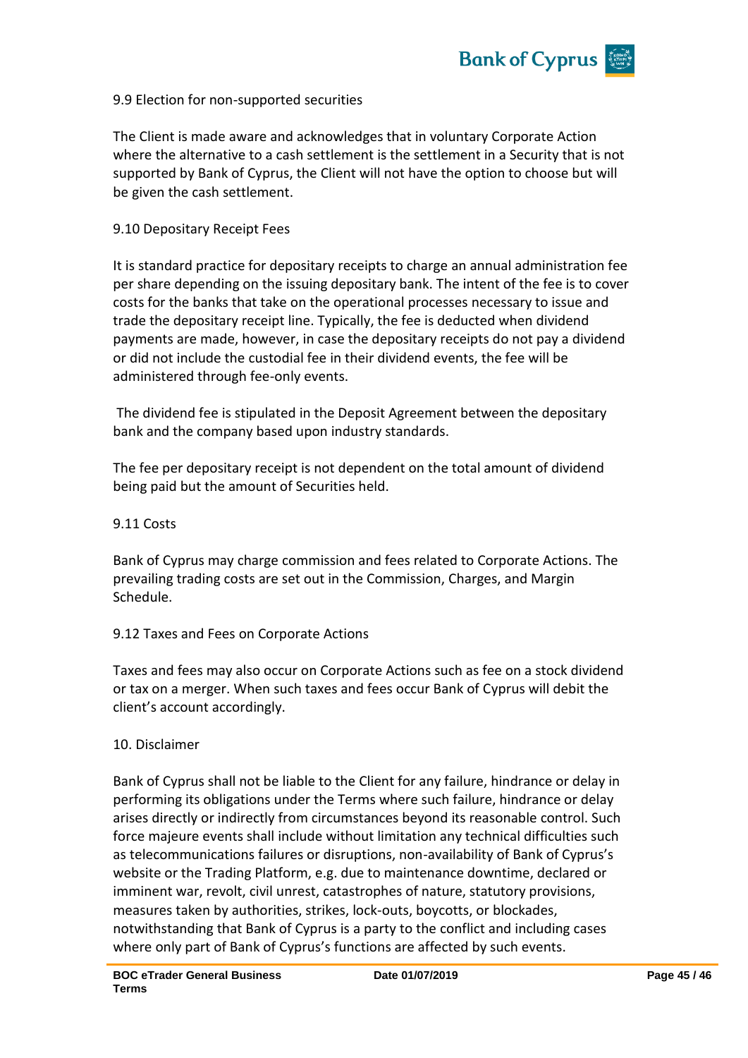### 9.9 Election for non-supported securities

The Client is made aware and acknowledges that in voluntary Corporate Action where the alternative to a cash settlement is the settlement in a Security that is not supported by Bank of Cyprus, the Client will not have the option to choose but will be given the cash settlement.

### 9.10 Depositary Receipt Fees

It is standard practice for depositary receipts to charge an annual administration fee per share depending on the issuing depositary bank. The intent of the fee is to cover costs for the banks that take on the operational processes necessary to issue and trade the depositary receipt line. Typically, the fee is deducted when dividend payments are made, however, in case the depositary receipts do not pay a dividend or did not include the custodial fee in their dividend events, the fee will be administered through fee-only events.

The dividend fee is stipulated in the Deposit Agreement between the depositary bank and the company based upon industry standards.

The fee per depositary receipt is not dependent on the total amount of dividend being paid but the amount of Securities held.

### 9.11 Costs

Bank of Cyprus may charge commission and fees related to Corporate Actions. The prevailing trading costs are set out in the Commission, Charges, and Margin Schedule.

### 9.12 Taxes and Fees on Corporate Actions

Taxes and fees may also occur on Corporate Actions such as fee on a stock dividend or tax on a merger. When such taxes and fees occur Bank of Cyprus will debit the client's account accordingly.

## 10. Disclaimer

Bank of Cyprus shall not be liable to the Client for any failure, hindrance or delay in performing its obligations under the Terms where such failure, hindrance or delay arises directly or indirectly from circumstances beyond its reasonable control. Such force majeure events shall include without limitation any technical difficulties such as telecommunications failures or disruptions, non-availability of Bank of Cyprus's website or the Trading Platform, e.g. due to maintenance downtime, declared or imminent war, revolt, civil unrest, catastrophes of nature, statutory provisions, measures taken by authorities, strikes, lock-outs, boycotts, or blockades, notwithstanding that Bank of Cyprus is a party to the conflict and including cases where only part of Bank of Cyprus's functions are affected by such events.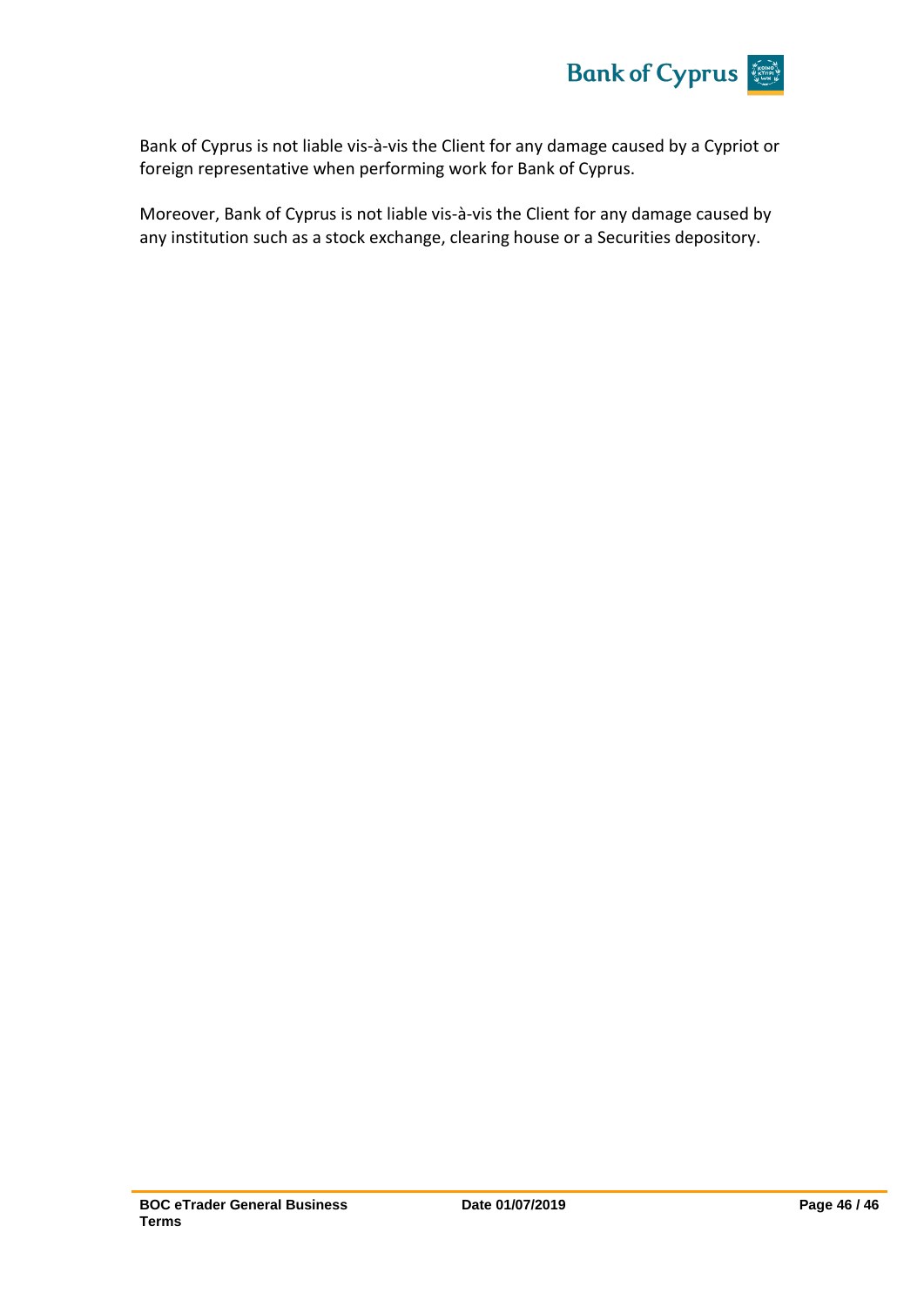Bank of Cyprus is not liable vis-à-vis the Client for any damage caused by a Cypriot or foreign representative when performing work for Bank of Cyprus.

Moreover, Bank of Cyprus is not liable vis-à-vis the Client for any damage caused by any institution such as a stock exchange, clearing house or a Securities depository.